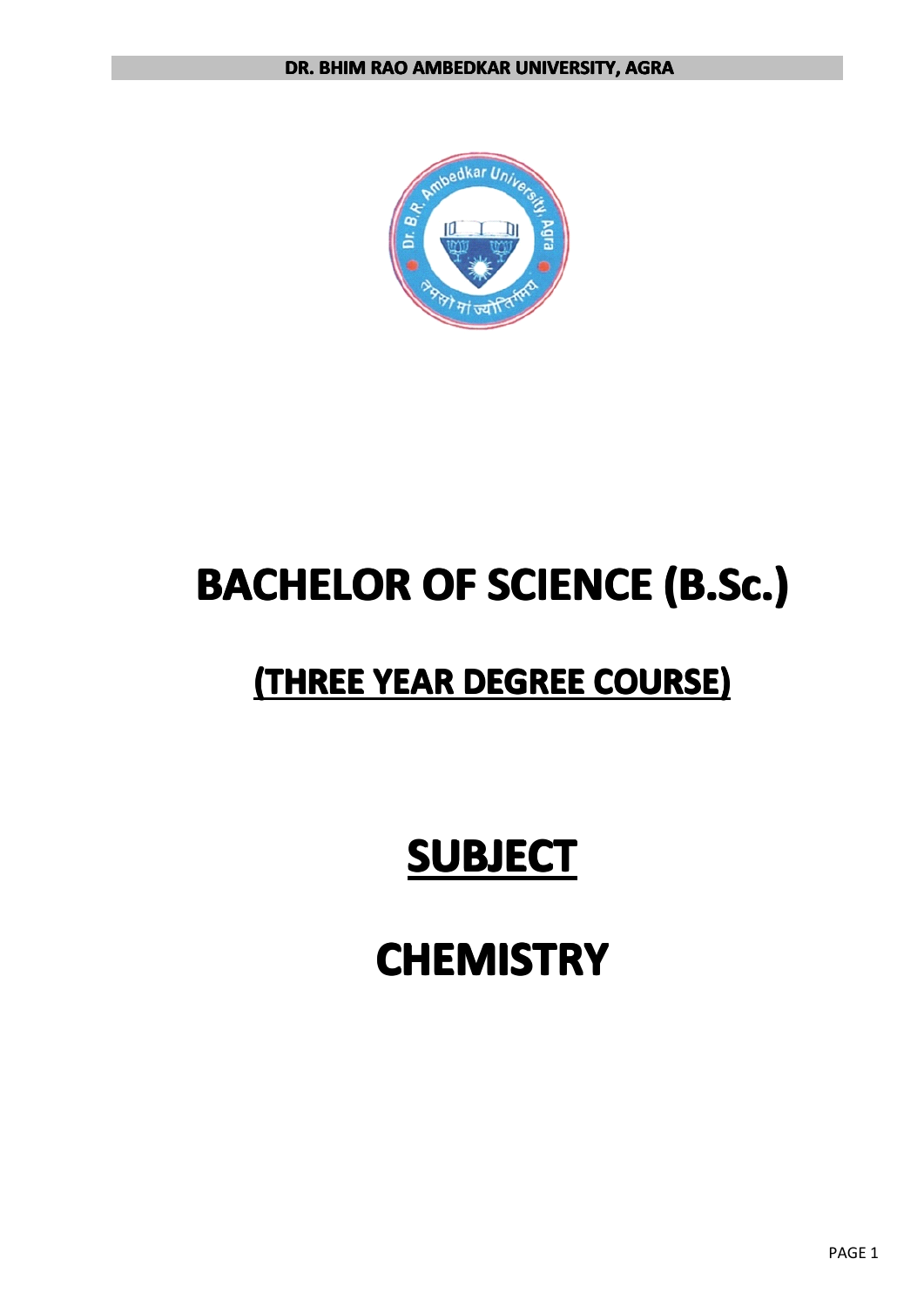# BACHELOR OF SCIENCE (B.Sc.)

## (THREE YEAR DEGREE COURSE)

# SUBJECT

# CHEMISTRY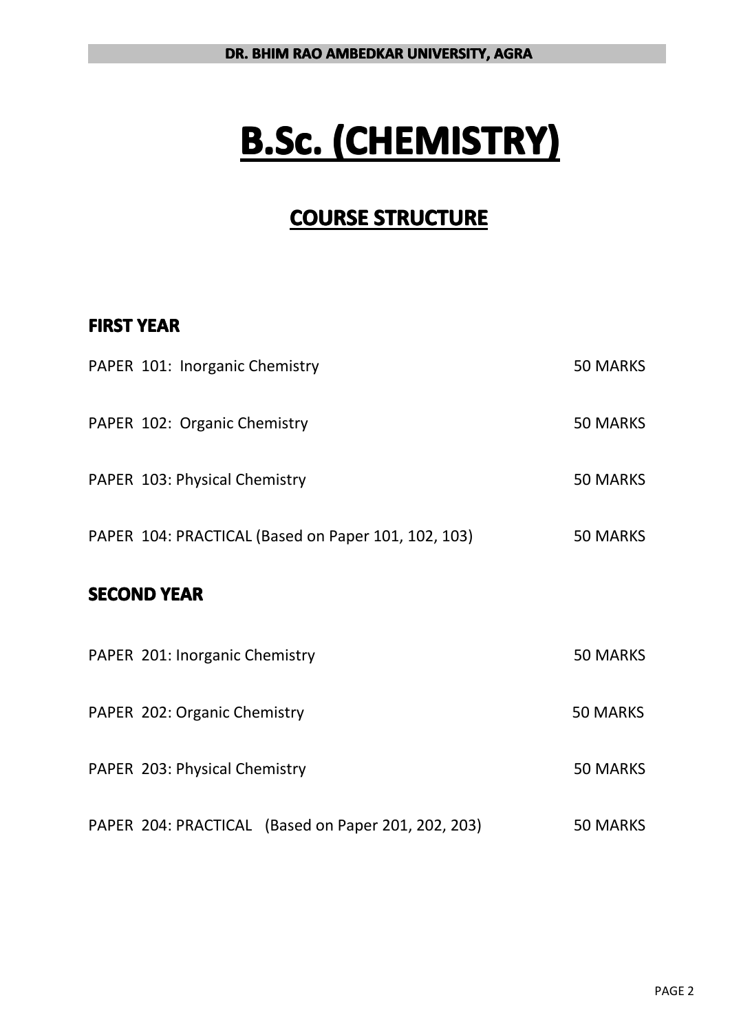# B.Sc. (CHEMISTRY)

## COURSE STRUCTURE

### FIRST YEAR

| Paper | Marks |
|---|---|
| PAPER 101: Inorganic Chemistry | 50 MARKS |
| PAPER 102: Organic Chemistry | 50 MARKS |
| PAPER 103: Physical Chemistry | 50 MARKS |
| PAPER 104: PRACTICAL (Based on Paper 101, 102, 103) | 50 MARKS |

### SECOND YEAR

| Paper | Marks |
|---|---|
| PAPER 201: Inorganic Chemistry | 50 MARKS |
| PAPER 202: Organic Chemistry | 50 MARKS |
| PAPER 203: Physical Chemistry | 50 MARKS |
| PAPER 204: PRACTICAL (Based on Paper 201, 202, 203) | 50 MARKS |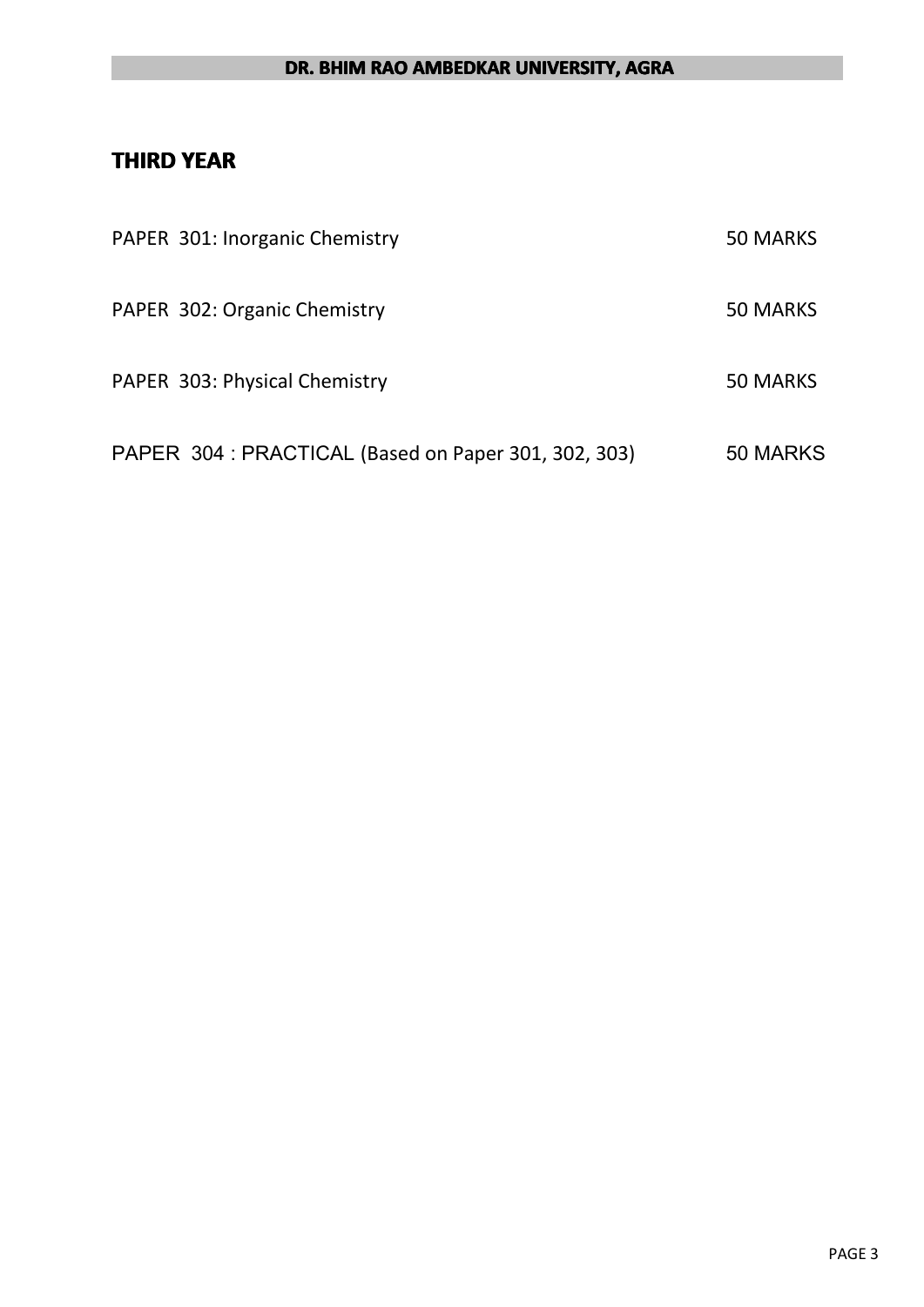## THIRD YEAR

| | |
|---|---|
| PAPER 301: Inorganic Chemistry | 50 MARKS |
| PAPER 302: Organic Chemistry | 50 MARKS |
| PAPER 303: Physical Chemistry | 50 MARKS |
| PAPER 304 : PRACTICAL (Based on Paper 301, 302, 303) | 50 MARKS |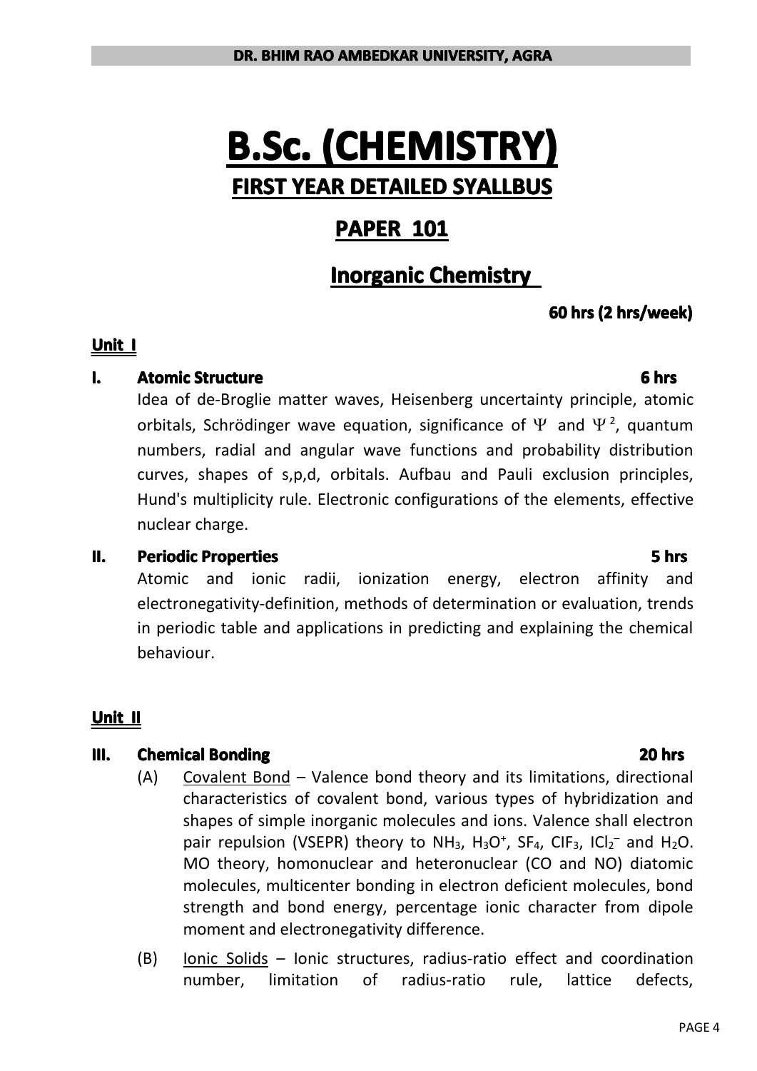# B.Sc. (CHEMISTRY)

## FIRST YEAR DETAILED SYALLBUS

## PAPER 101

## Inorganic Chemistry

**60 hrs (2 hrs/week)**

**Unit I**

**I. Atomic Structure** **6 hrs**

Idea of de-Broglie matter waves, Heisenberg uncertainty principle, atomic orbitals, Schrödinger wave equation, significance of $\Psi$ and $\Psi^2$, quantum numbers, radial and angular wave functions and probability distribution curves, shapes of s,p,d, orbitals. Aufbau and Pauli exclusion principles, Hund's multiplicity rule. Electronic configurations of the elements, effective nuclear charge.

**II. Periodic Properties** **5 hrs**

Atomic and ionic radii, ionization energy, electron affinity and electronegativity-definition, methods of determination or evaluation, trends in periodic table and applications in predicting and explaining the chemical behaviour.

**Unit II**

**III. Chemical Bonding** **20 hrs**

(A) Covalent Bond – Valence bond theory and its limitations, directional characteristics of covalent bond, various types of hybridization and shapes of simple inorganic molecules and ions. Valence shall electron pair repulsion (VSEPR) theory to $NH_3$, $H_3O^+$, $SF_4$, $ClF_3$, $ICl_2^-$ and $H_2O$. MO theory, homonuclear and heteronuclear (CO and NO) diatomic molecules, multicenter bonding in electron deficient molecules, bond strength and bond energy, percentage ionic character from dipole moment and electronegativity difference.

(B) Ionic Solids – Ionic structures, radius-ratio effect and coordination number, limitation of radius-ratio rule, lattice defects,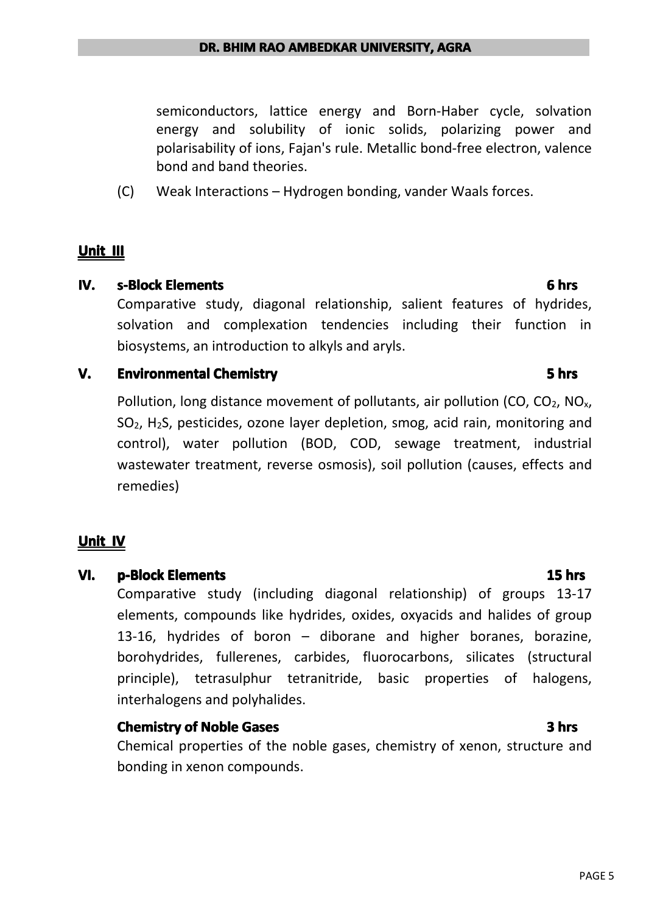semiconductors, lattice energy and Born-Haber cycle, solvation energy and solubility of ionic solids, polarizing power and polarisability of ions, Fajan's rule. Metallic bond-free electron, valence bond and band theories.

(C) Weak Interactions – Hydrogen bonding, vander Waals forces.

## Unit III

### IV. s-Block Elements — 6 hrs

Comparative study, diagonal relationship, salient features of hydrides, solvation and complexation tendencies including their function in biosystems, an introduction to alkyls and aryls.

### V. Environmental Chemistry — 5 hrs

Pollution, long distance movement of pollutants, air pollution (CO, $CO_2$, $NO_x$, $SO_2$, $H_2S$, pesticides, ozone layer depletion, smog, acid rain, monitoring and control), water pollution (BOD, COD, sewage treatment, industrial wastewater treatment, reverse osmosis), soil pollution (causes, effects and remedies)

## Unit IV

### VI. p-Block Elements — 15 hrs

Comparative study (including diagonal relationship) of groups 13-17 elements, compounds like hydrides, oxides, oxyacids and halides of group 13-16, hydrides of boron – diborane and higher boranes, borazine, borohydrides, fullerenes, carbides, fluorocarbons, silicates (structural principle), tetrasulphur tetranitride, basic properties of halogens, interhalogens and polyhalides.

**Chemistry of Noble Gases — 3 hrs**

Chemical properties of the noble gases, chemistry of xenon, structure and bonding in xenon compounds.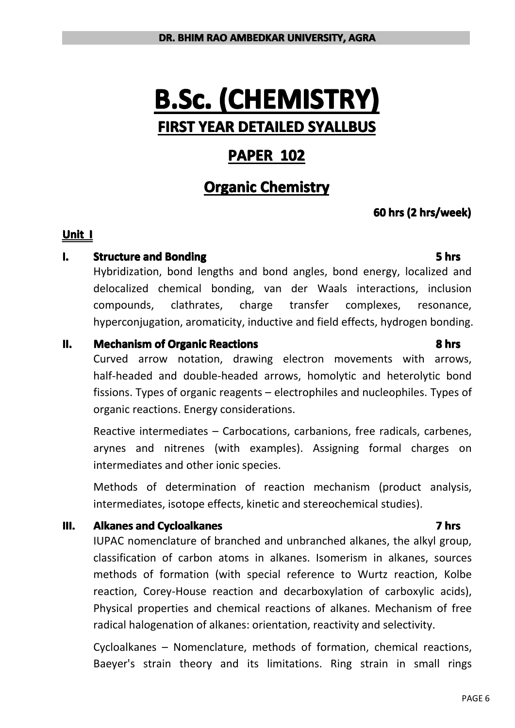# B.Sc. (CHEMISTRY)

## FIRST YEAR DETAILED SYALLBUS

## PAPER 102

## Organic Chemistry

**60 hrs (2 hrs/week)**

### Unit I

**I. Structure and Bonding** **5 hrs**

Hybridization, bond lengths and bond angles, bond energy, localized and delocalized chemical bonding, van der Waals interactions, inclusion compounds, clathrates, charge transfer complexes, resonance, hyperconjugation, aromaticity, inductive and field effects, hydrogen bonding.

**II. Mechanism of Organic Reactions** **8 hrs**

Curved arrow notation, drawing electron movements with arrows, half-headed and double-headed arrows, homolytic and heterolytic bond fissions. Types of organic reagents – electrophiles and nucleophiles. Types of organic reactions. Energy considerations.

Reactive intermediates – Carbocations, carbanions, free radicals, carbenes, arynes and nitrenes (with examples). Assigning formal charges on intermediates and other ionic species.

Methods of determination of reaction mechanism (product analysis, intermediates, isotope effects, kinetic and stereochemical studies).

**III. Alkanes and Cycloalkanes** **7 hrs**

IUPAC nomenclature of branched and unbranched alkanes, the alkyl group, classification of carbon atoms in alkanes. Isomerism in alkanes, sources methods of formation (with special reference to Wurtz reaction, Kolbe reaction, Corey-House reaction and decarboxylation of carboxylic acids), Physical properties and chemical reactions of alkanes. Mechanism of free radical halogenation of alkanes: orientation, reactivity and selectivity.

Cycloalkanes – Nomenclature, methods of formation, chemical reactions, Baeyer's strain theory and its limitations. Ring strain in small rings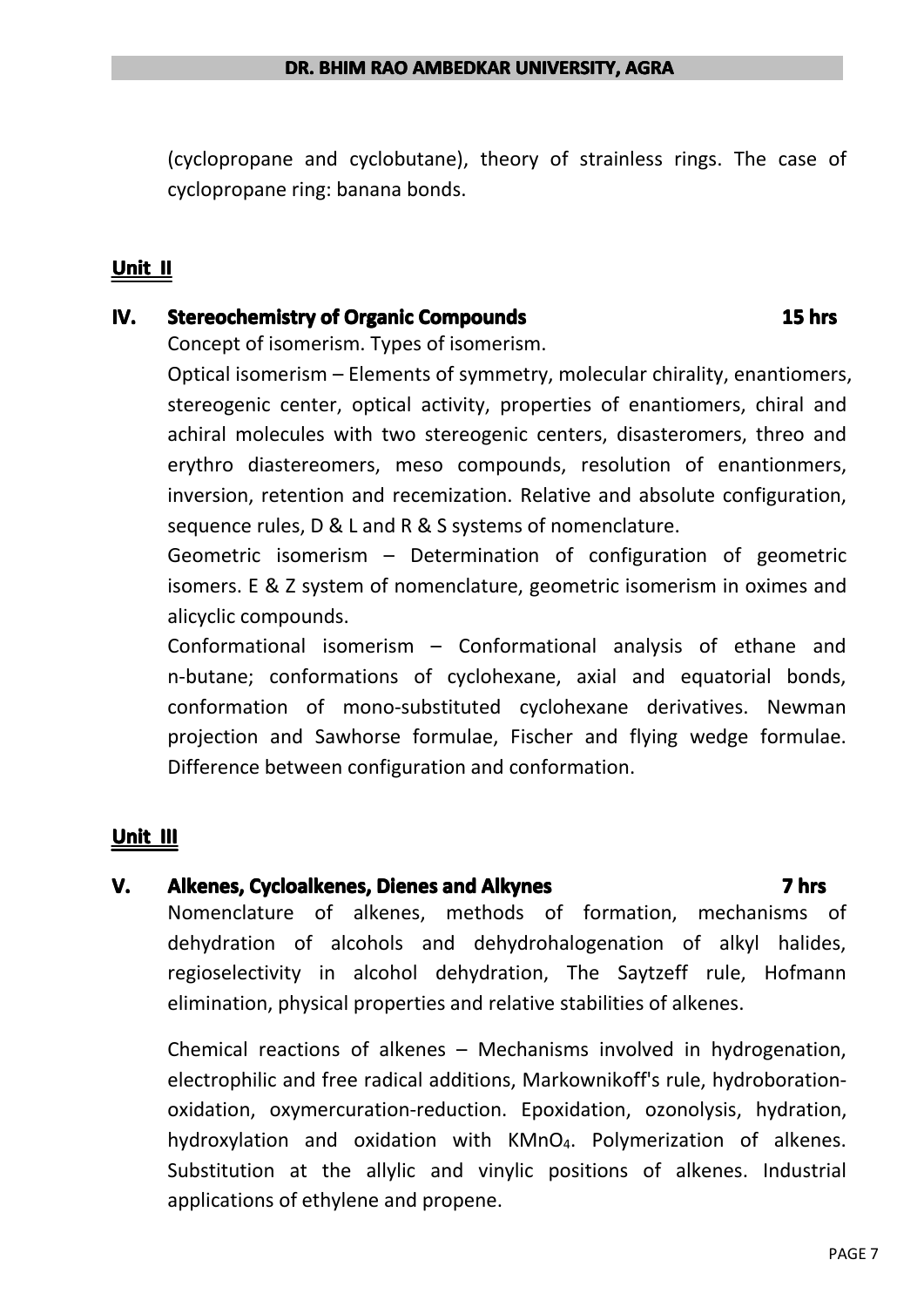(cyclopropane and cyclobutane), theory of strainless rings. The case of cyclopropane ring: banana bonds.

## Unit II

### IV. Stereochemistry of Organic Compounds — 15 hrs

Concept of isomerism. Types of isomerism.

Optical isomerism – Elements of symmetry, molecular chirality, enantiomers, stereogenic center, optical activity, properties of enantiomers, chiral and achiral molecules with two stereogenic centers, disasteromers, threo and erythro diastereomers, meso compounds, resolution of enantionmers, inversion, retention and recemization. Relative and absolute configuration, sequence rules, D & L and R & S systems of nomenclature.

Geometric isomerism – Determination of configuration of geometric isomers. E & Z system of nomenclature, geometric isomerism in oximes and alicyclic compounds.

Conformational isomerism – Conformational analysis of ethane and n-butane; conformations of cyclohexane, axial and equatorial bonds, conformation of mono-substituted cyclohexane derivatives. Newman projection and Sawhorse formulae, Fischer and flying wedge formulae. Difference between configuration and conformation.

## Unit III

### V. Alkenes, Cycloalkenes, Dienes and Alkynes — 7 hrs

Nomenclature of alkenes, methods of formation, mechanisms of dehydration of alcohols and dehydrohalogenation of alkyl halides, regioselectivity in alcohol dehydration, The Saytzeff rule, Hofmann elimination, physical properties and relative stabilities of alkenes.

Chemical reactions of alkenes – Mechanisms involved in hydrogenation, electrophilic and free radical additions, Markownikoff's rule, hydroboration-oxidation, oxymercuration-reduction. Epoxidation, ozonolysis, hydration, hydroxylation and oxidation with $KMnO_4$. Polymerization of alkenes. Substitution at the allylic and vinylic positions of alkenes. Industrial applications of ethylene and propene.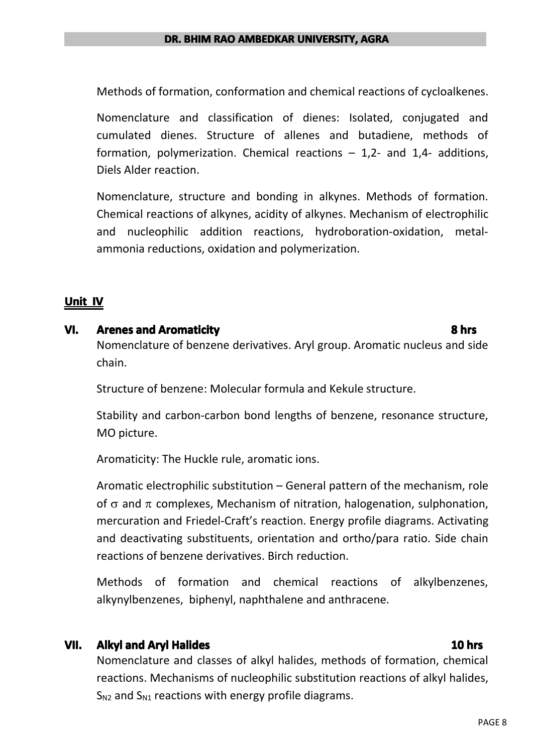Methods of formation, conformation and chemical reactions of cycloalkenes.

Nomenclature and classification of dienes: Isolated, conjugated and cumulated dienes. Structure of allenes and butadiene, methods of formation, polymerization. Chemical reactions – 1,2- and 1,4- additions, Diels Alder reaction.

Nomenclature, structure and bonding in alkynes. Methods of formation. Chemical reactions of alkynes, acidity of alkynes. Mechanism of electrophilic and nucleophilic addition reactions, hydroboration-oxidation, metal-ammonia reductions, oxidation and polymerization.

## Unit IV

### VI. Arenes and Aromaticity — 8 hrs

Nomenclature of benzene derivatives. Aryl group. Aromatic nucleus and side chain.

Structure of benzene: Molecular formula and Kekule structure.

Stability and carbon-carbon bond lengths of benzene, resonance structure, MO picture.

Aromaticity: The Huckle rule, aromatic ions.

Aromatic electrophilic substitution – General pattern of the mechanism, role of $\sigma$ and $\pi$ complexes, Mechanism of nitration, halogenation, sulphonation, mercuration and Friedel-Craft's reaction. Energy profile diagrams. Activating and deactivating substituents, orientation and ortho/para ratio. Side chain reactions of benzene derivatives. Birch reduction.

Methods of formation and chemical reactions of alkylbenzenes, alkynylbenzenes, biphenyl, naphthalene and anthracene.

### VII. Alkyl and Aryl Halides — 10 hrs

Nomenclature and classes of alkyl halides, methods of formation, chemical reactions. Mechanisms of nucleophilic substitution reactions of alkyl halides, $S_{N2}$ and $S_{N1}$ reactions with energy profile diagrams.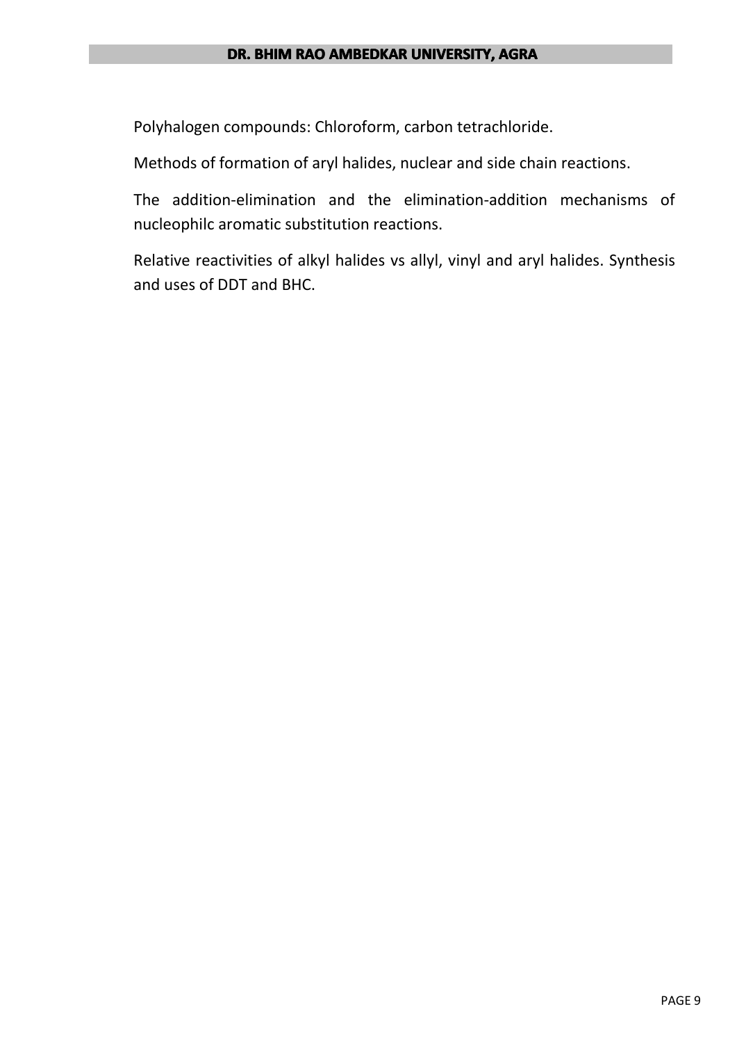Polyhalogen compounds: Chloroform, carbon tetrachloride.

Methods of formation of aryl halides, nuclear and side chain reactions.

The addition-elimination and the elimination-addition mechanisms of nucleophilc aromatic substitution reactions.

Relative reactivities of alkyl halides vs allyl, vinyl and aryl halides. Synthesis and uses of DDT and BHC.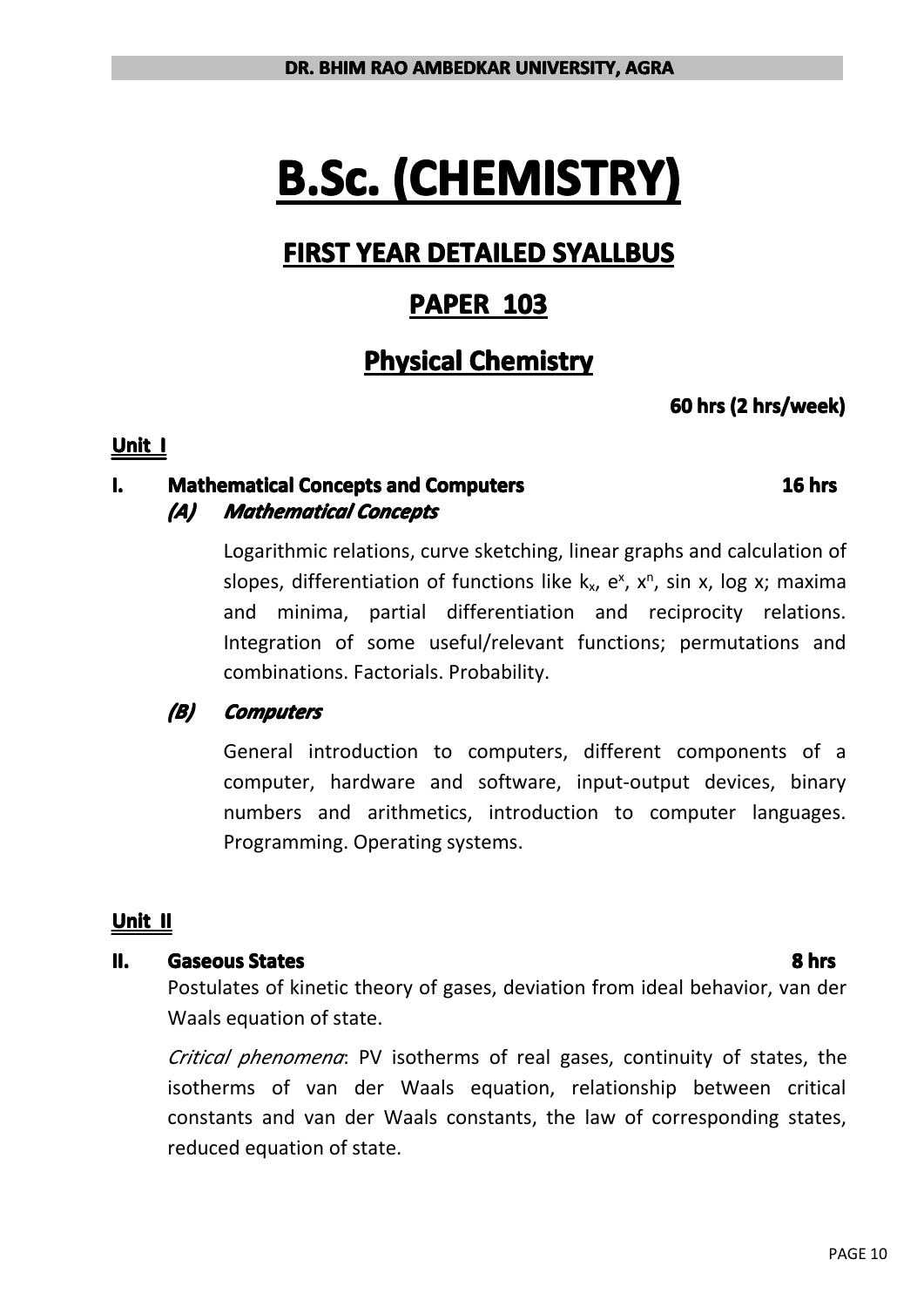# B.Sc. (CHEMISTRY)

## FIRST YEAR DETAILED SYALLBUS

## PAPER 103

## Physical Chemistry

**60 hrs (2 hrs/week)**

### Unit I

**I. Mathematical Concepts and Computers** **16 hrs**

***(A) Mathematical Concepts***

Logarithmic relations, curve sketching, linear graphs and calculation of slopes, differentiation of functions like $k_x$, $e^x$, $x^n$, sin x, log x; maxima and minima, partial differentiation and reciprocity relations. Integration of some useful/relevant functions; permutations and combinations. Factorials. Probability.

***(B) Computers***

General introduction to computers, different components of a computer, hardware and software, input-output devices, binary numbers and arithmetics, introduction to computer languages. Programming. Operating systems.

### Unit II

**II. Gaseous States** **8 hrs**

Postulates of kinetic theory of gases, deviation from ideal behavior, van der Waals equation of state.

*Critical phenomena*: PV isotherms of real gases, continuity of states, the isotherms of van der Waals equation, relationship between critical constants and van der Waals constants, the law of corresponding states, reduced equation of state.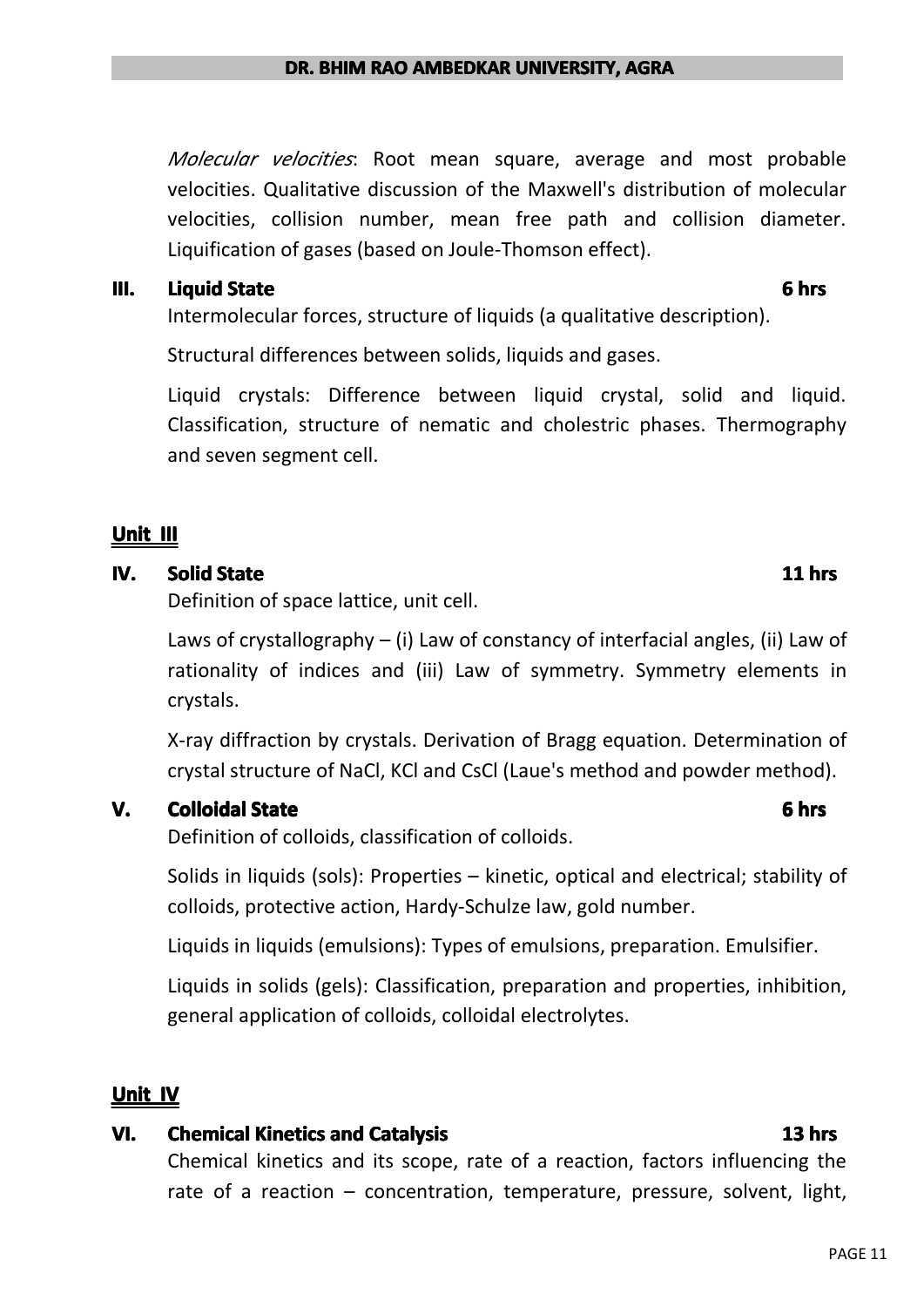*Molecular velocities*: Root mean square, average and most probable velocities. Qualitative discussion of the Maxwell's distribution of molecular velocities, collision number, mean free path and collision diameter. Liquification of gases (based on Joule-Thomson effect).

### III. Liquid State — 6 hrs

Intermolecular forces, structure of liquids (a qualitative description).

Structural differences between solids, liquids and gases.

Liquid crystals: Difference between liquid crystal, solid and liquid. Classification, structure of nematic and cholestric phases. Thermography and seven segment cell.

## Unit III

### IV. Solid State — 11 hrs

Definition of space lattice, unit cell.

Laws of crystallography – (i) Law of constancy of interfacial angles, (ii) Law of rationality of indices and (iii) Law of symmetry. Symmetry elements in crystals.

X-ray diffraction by crystals. Derivation of Bragg equation. Determination of crystal structure of NaCl, KCl and CsCl (Laue's method and powder method).

### V. Colloidal State — 6 hrs

Definition of colloids, classification of colloids.

Solids in liquids (sols): Properties – kinetic, optical and electrical; stability of colloids, protective action, Hardy-Schulze law, gold number.

Liquids in liquids (emulsions): Types of emulsions, preparation. Emulsifier.

Liquids in solids (gels): Classification, preparation and properties, inhibition, general application of colloids, colloidal electrolytes.

## Unit IV

### VI. Chemical Kinetics and Catalysis — 13 hrs

Chemical kinetics and its scope, rate of a reaction, factors influencing the rate of a reaction – concentration, temperature, pressure, solvent, light,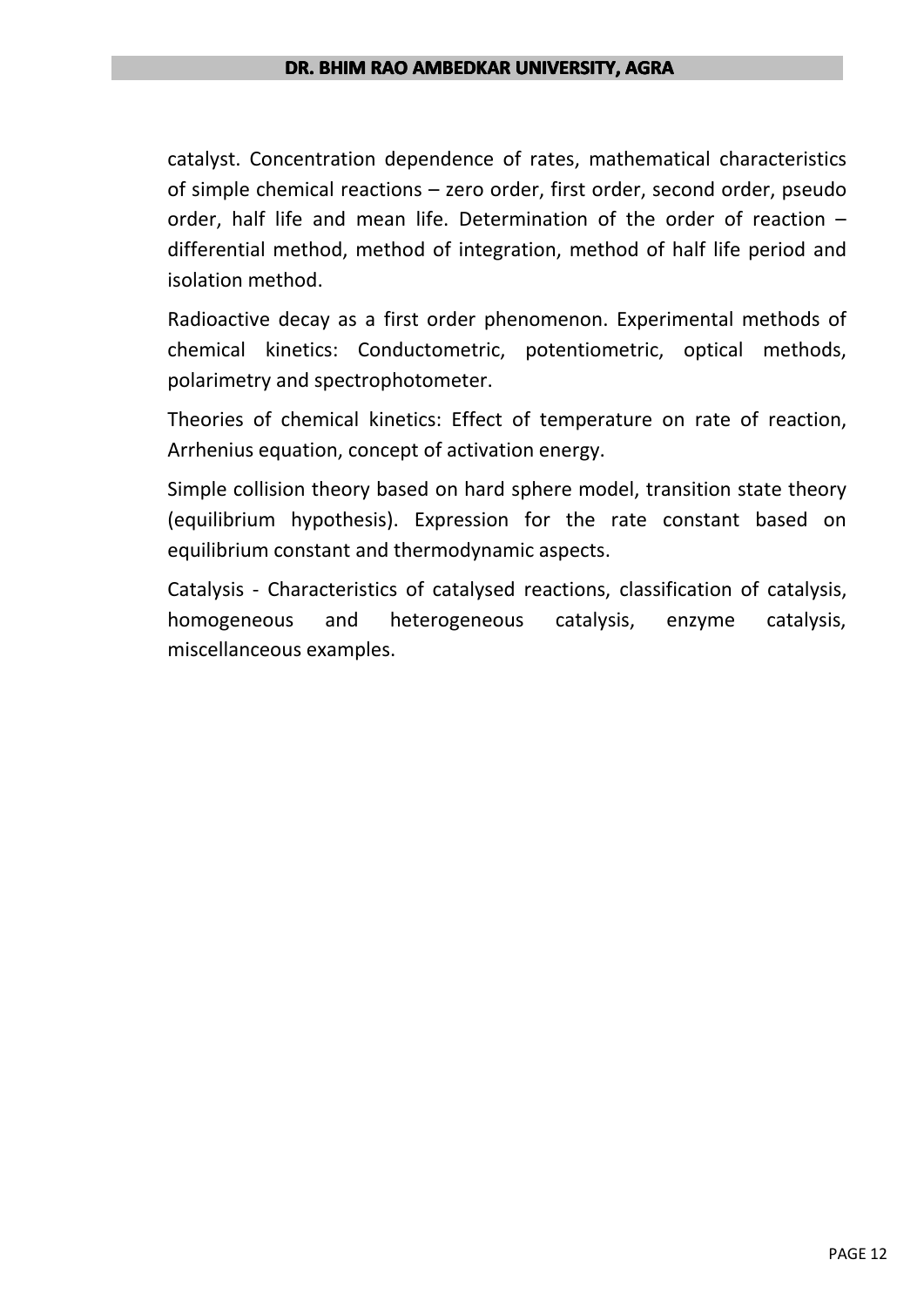catalyst. Concentration dependence of rates, mathematical characteristics of simple chemical reactions – zero order, first order, second order, pseudo order, half life and mean life. Determination of the order of reaction – differential method, method of integration, method of half life period and isolation method.

Radioactive decay as a first order phenomenon. Experimental methods of chemical kinetics: Conductometric, potentiometric, optical methods, polarimetry and spectrophotometer.

Theories of chemical kinetics: Effect of temperature on rate of reaction, Arrhenius equation, concept of activation energy.

Simple collision theory based on hard sphere model, transition state theory (equilibrium hypothesis). Expression for the rate constant based on equilibrium constant and thermodynamic aspects.

Catalysis - Characteristics of catalysed reactions, classification of catalysis, homogeneous and heterogeneous catalysis, enzyme catalysis, miscellaneous examples.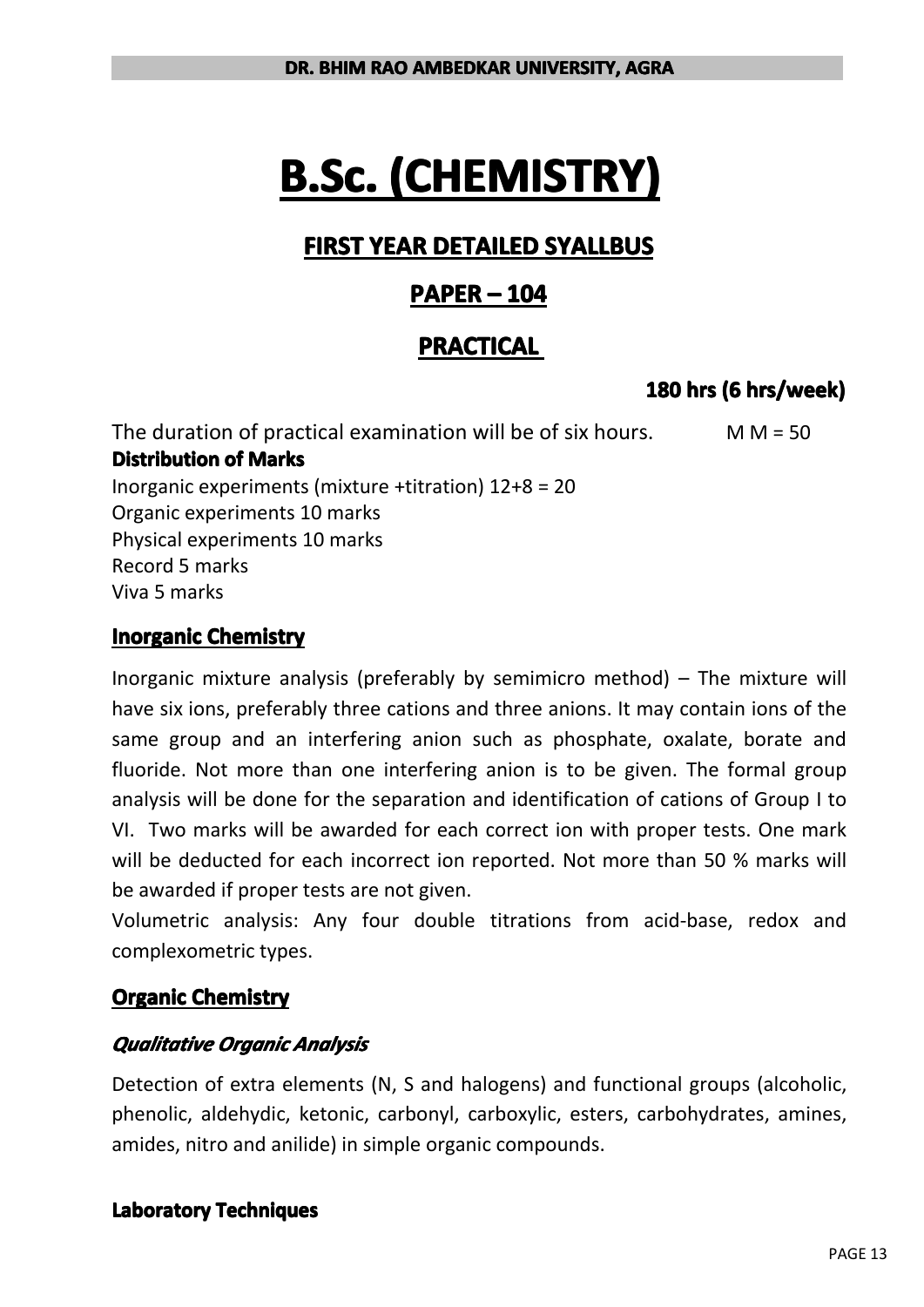# B.Sc. (CHEMISTRY)

## FIRST YEAR DETAILED SYALLBUS

## PAPER – 104

## PRACTICAL

**180 hrs (6 hrs/week)**

The duration of practical examination will be of six hours. M M = 50

**Distribution of Marks**

Inorganic experiments (mixture +titration) 12+8 = 20
Organic experiments 10 marks
Physical experiments 10 marks
Record 5 marks
Viva 5 marks

### Inorganic Chemistry

Inorganic mixture analysis (preferably by semimicro method) – The mixture will have six ions, preferably three cations and three anions. It may contain ions of the same group and an interfering anion such as phosphate, oxalate, borate and fluoride. Not more than one interfering anion is to be given. The formal group analysis will be done for the separation and identification of cations of Group I to VI. Two marks will be awarded for each correct ion with proper tests. One mark will be deducted for each incorrect ion reported. Not more than 50 % marks will be awarded if proper tests are not given.

Volumetric analysis: Any four double titrations from acid-base, redox and complexometric types.

### Organic Chemistry

#### *Qualitative Organic Analysis*

Detection of extra elements (N, S and halogens) and functional groups (alcoholic, phenolic, aldehydic, ketonic, carbonyl, carboxylic, esters, carbohydrates, amines, amides, nitro and anilide) in simple organic compounds.

#### Laboratory Techniques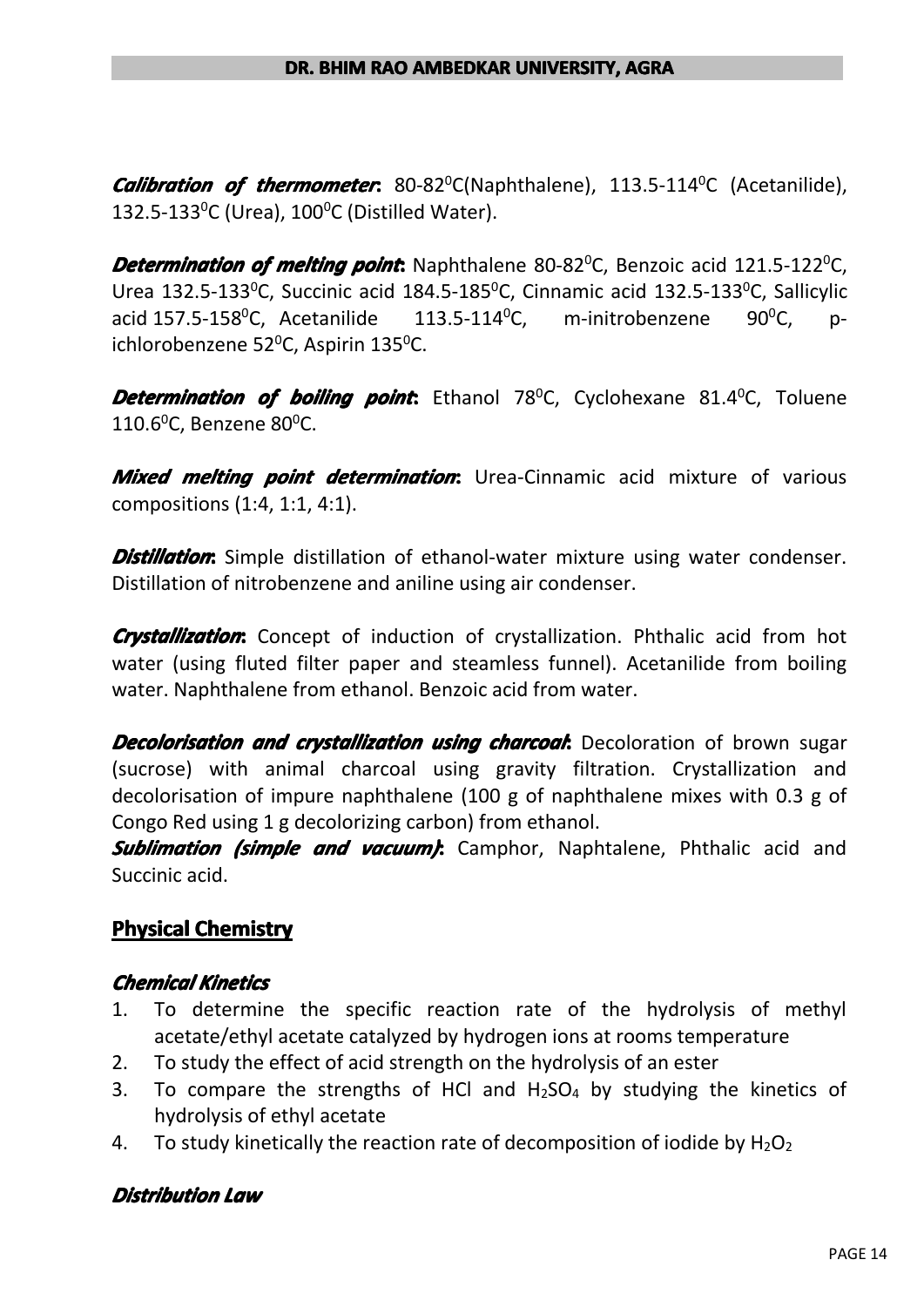***Calibration of thermometer*:** 80-82$^0$C(Naphthalene), 113.5-114$^0$C (Acetanilide), 132.5-133$^0$C (Urea), 100$^0$C (Distilled Water).

***Determination of melting point*:** Naphthalene 80-82$^0$C, Benzoic acid 121.5-122$^0$C, Urea 132.5-133$^0$C, Succinic acid 184.5-185$^0$C, Cinnamic acid 132.5-133$^0$C, Sallicylic acid 157.5-158$^0$C, Acetanilide 113.5-114$^0$C, m-initrobenzene 90$^0$C, p-ichlorobenzene 52$^0$C, Aspirin 135$^0$C.

***Determination of boiling point*:** Ethanol 78$^0$C, Cyclohexane 81.4$^0$C, Toluene 110.6$^0$C, Benzene 80$^0$C.

***Mixed melting point determination*:** Urea-Cinnamic acid mixture of various compositions (1:4, 1:1, 4:1).

***Distillation*:** Simple distillation of ethanol-water mixture using water condenser. Distillation of nitrobenzene and aniline using air condenser.

***Crystallization*:** Concept of induction of crystallization. Phthalic acid from hot water (using fluted filter paper and steamless funnel). Acetanilide from boiling water. Naphthalene from ethanol. Benzoic acid from water.

***Decolorisation and crystallization using charcoal*:** Decoloration of brown sugar (sucrose) with animal charcoal using gravity filtration. Crystallization and decolorisation of impure naphthalene (100 g of naphthalene mixes with 0.3 g of Congo Red using 1 g decolorizing carbon) from ethanol.

***Sublimation (simple and vacuum)*:** Camphor, Naphtalene, Phthalic acid and Succinic acid.

## Physical Chemistry

### *Chemical Kinetics*

1. To determine the specific reaction rate of the hydrolysis of methyl acetate/ethyl acetate catalyzed by hydrogen ions at rooms temperature
2. To study the effect of acid strength on the hydrolysis of an ester
3. To compare the strengths of HCl and $H_2SO_4$ by studying the kinetics of hydrolysis of ethyl acetate
4. To study kinetically the reaction rate of decomposition of iodide by $H_2O_2$

### *Distribution Law*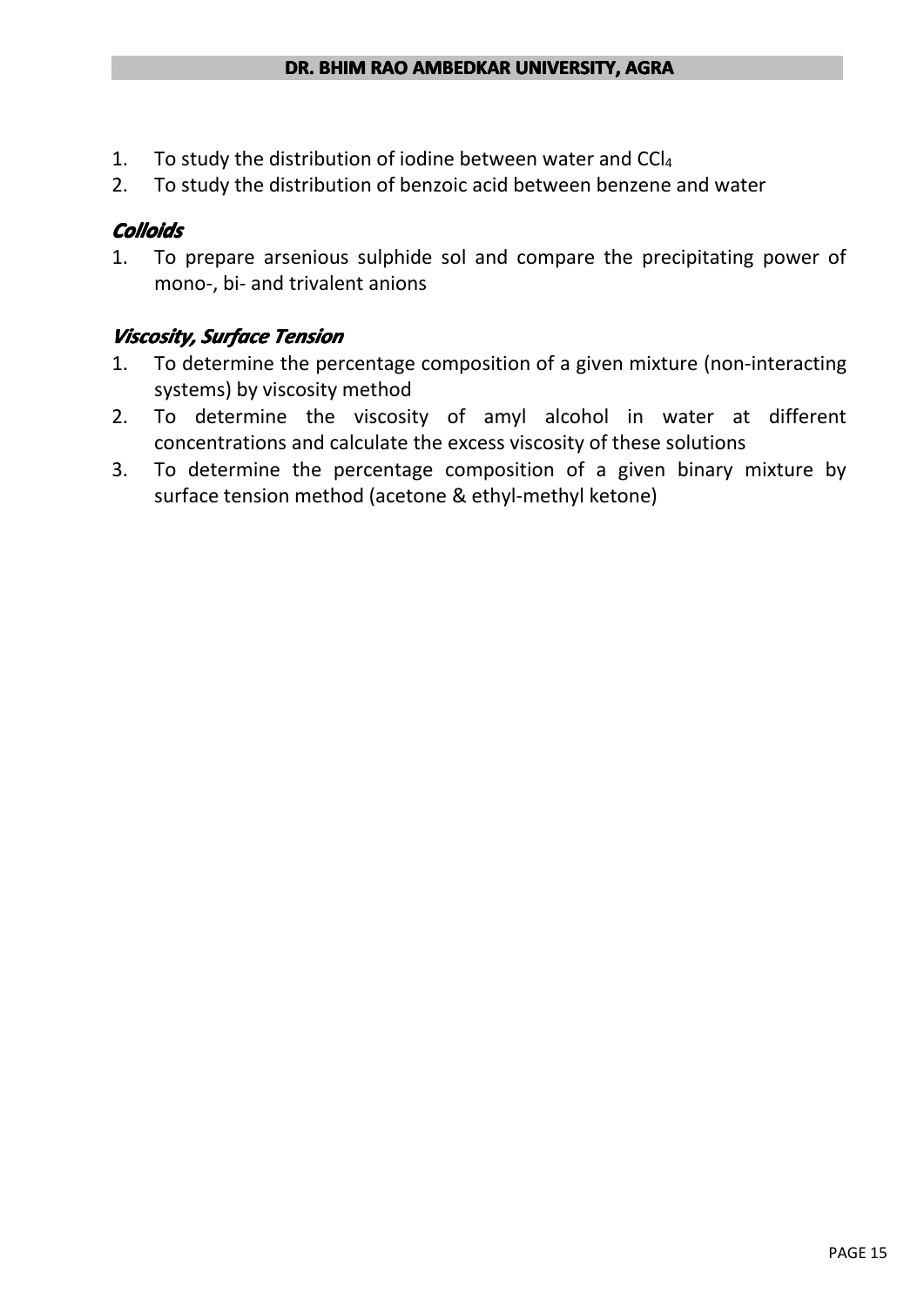1. To study the distribution of iodine between water and $CCl_4$
2. To study the distribution of benzoic acid between benzene and water

### *Colloids*

1. To prepare arsenious sulphide sol and compare the precipitating power of mono-, bi- and trivalent anions

### *Viscosity, Surface Tension*

1. To determine the percentage composition of a given mixture (non-interacting systems) by viscosity method
2. To determine the viscosity of amyl alcohol in water at different concentrations and calculate the excess viscosity of these solutions
3. To determine the percentage composition of a given binary mixture by surface tension method (acetone & ethyl-methyl ketone)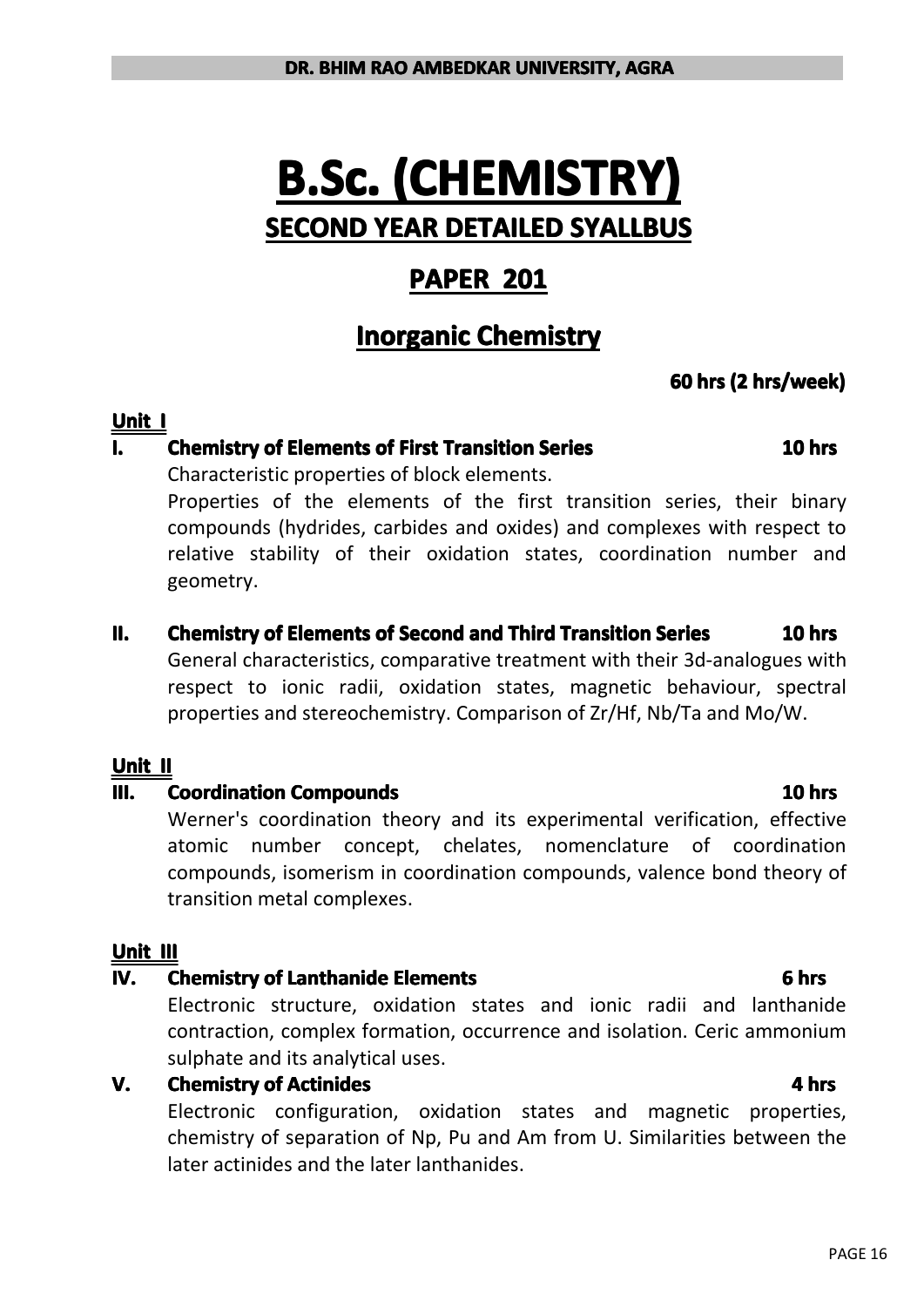# B.Sc. (CHEMISTRY)

## SECOND YEAR DETAILED SYALLBUS

## PAPER 201

## Inorganic Chemistry

**60 hrs (2 hrs/week)**

### Unit I

**I. Chemistry of Elements of First Transition Series** **10 hrs**

Characteristic properties of block elements.

Properties of the elements of the first transition series, their binary compounds (hydrides, carbides and oxides) and complexes with respect to relative stability of their oxidation states, coordination number and geometry.

**II. Chemistry of Elements of Second and Third Transition Series** **10 hrs**

General characteristics, comparative treatment with their 3d-analogues with respect to ionic radii, oxidation states, magnetic behaviour, spectral properties and stereochemistry. Comparison of Zr/Hf, Nb/Ta and Mo/W.

### Unit II

**III. Coordination Compounds** **10 hrs**

Werner's coordination theory and its experimental verification, effective atomic number concept, chelates, nomenclature of coordination compounds, isomerism in coordination compounds, valence bond theory of transition metal complexes.

### Unit III

**IV. Chemistry of Lanthanide Elements** **6 hrs**

Electronic structure, oxidation states and ionic radii and lanthanide contraction, complex formation, occurrence and isolation. Ceric ammonium sulphate and its analytical uses.

**V. Chemistry of Actinides** **4 hrs**

Electronic configuration, oxidation states and magnetic properties, chemistry of separation of Np, Pu and Am from U. Similarities between the later actinides and the later lanthanides.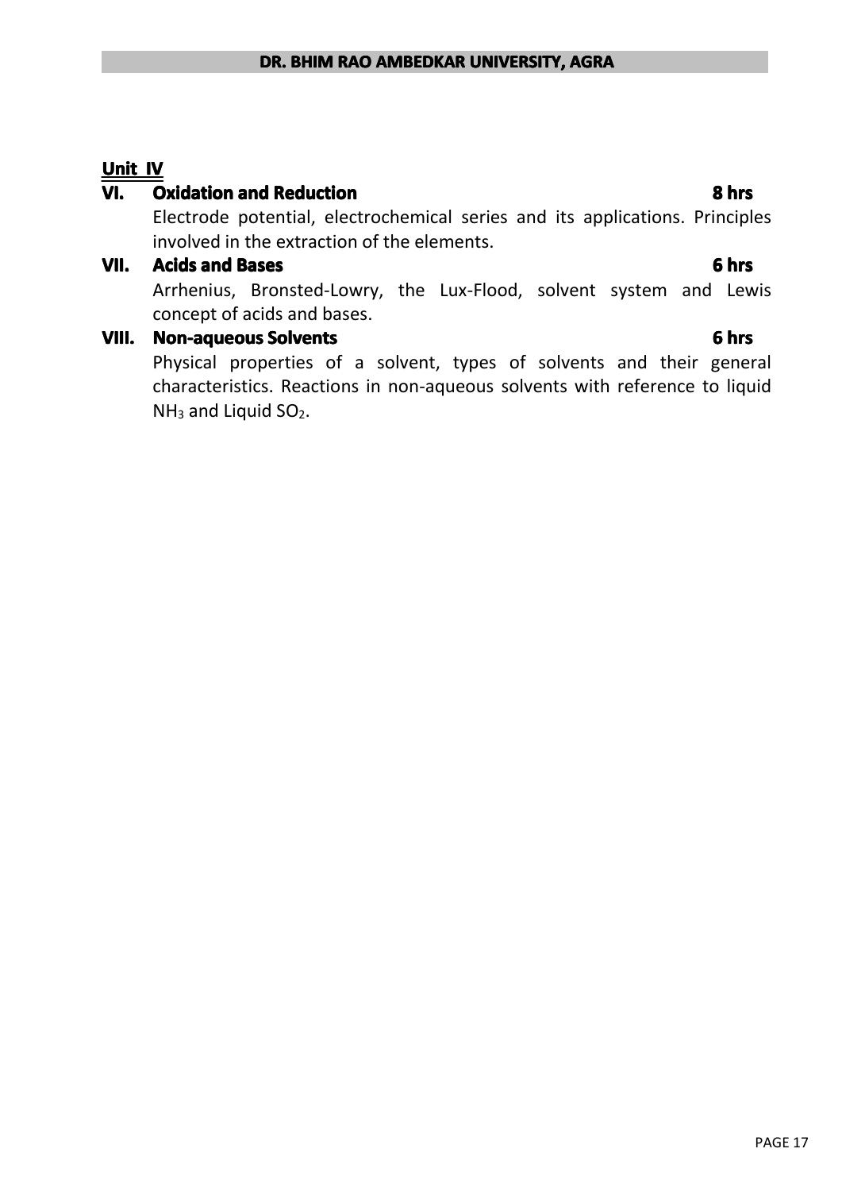## Unit IV

### VI. Oxidation and Reduction — 8 hrs

Electrode potential, electrochemical series and its applications. Principles involved in the extraction of the elements.

### VII. Acids and Bases — 6 hrs

Arrhenius, Bronsted-Lowry, the Lux-Flood, solvent system and Lewis concept of acids and bases.

### VIII. Non-aqueous Solvents — 6 hrs

Physical properties of a solvent, types of solvents and their general characteristics. Reactions in non-aqueous solvents with reference to liquid $NH_3$ and Liquid $SO_2$.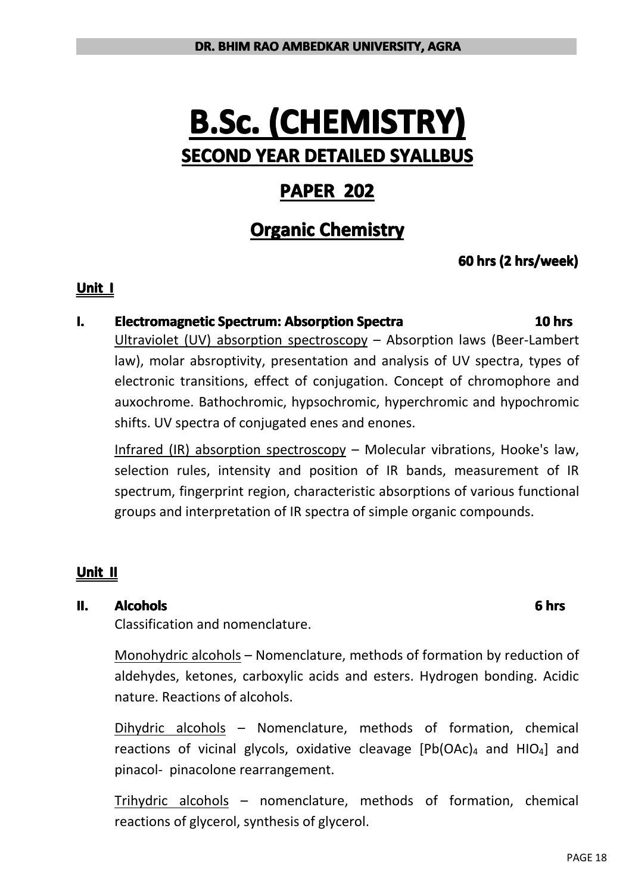# B.Sc. (CHEMISTRY)

## SECOND YEAR DETAILED SYALLBUS

## PAPER 202

## Organic Chemistry

**60 hrs (2 hrs/week)**

### Unit I

**I. Electromagnetic Spectrum: Absorption Spectra** **10 hrs**

Ultraviolet (UV) absorption spectroscopy – Absorption laws (Beer-Lambert law), molar absroptivity, presentation and analysis of UV spectra, types of electronic transitions, effect of conjugation. Concept of chromophore and auxochrome. Bathochromic, hypsochromic, hyperchromic and hypochromic shifts. UV spectra of conjugated enes and enones.

Infrared (IR) absorption spectroscopy – Molecular vibrations, Hooke's law, selection rules, intensity and position of IR bands, measurement of IR spectrum, fingerprint region, characteristic absorptions of various functional groups and interpretation of IR spectra of simple organic compounds.

### Unit II

**II. Alcohols** **6 hrs**

Classification and nomenclature.

Monohydric alcohols – Nomenclature, methods of formation by reduction of aldehydes, ketones, carboxylic acids and esters. Hydrogen bonding. Acidic nature. Reactions of alcohols.

Dihydric alcohols – Nomenclature, methods of formation, chemical reactions of vicinal glycols, oxidative cleavage [$Pb(OAc)_4$ and $HIO_4$] and pinacol- pinacolone rearrangement.

Trihydric alcohols – nomenclature, methods of formation, chemical reactions of glycerol, synthesis of glycerol.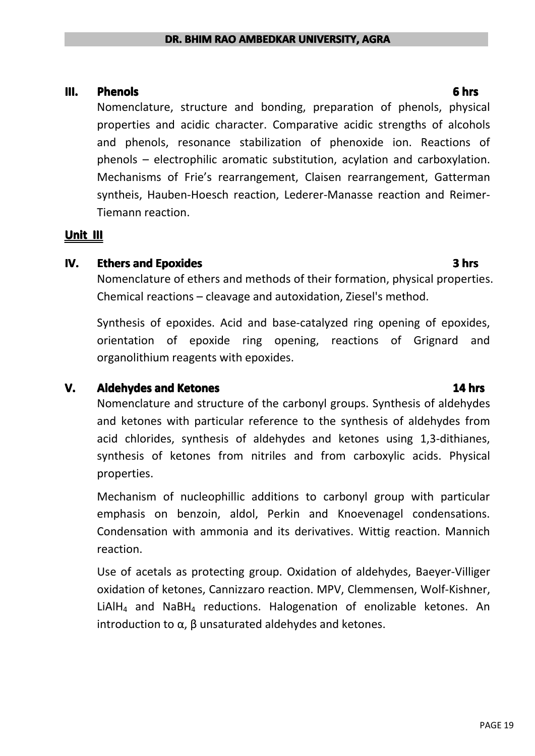### III. Phenols 6 hrs

Nomenclature, structure and bonding, preparation of phenols, physical properties and acidic character. Comparative acidic strengths of alcohols and phenols, resonance stabilization of phenoxide ion. Reactions of phenols – electrophilic aromatic substitution, acylation and carboxylation. Mechanisms of Frie's rearrangement, Claisen rearrangement, Gatterman syntheis, Hauben-Hoesch reaction, Lederer-Manasse reaction and Reimer-Tiemann reaction.

## Unit III

### IV. Ethers and Epoxides 3 hrs

Nomenclature of ethers and methods of their formation, physical properties. Chemical reactions – cleavage and autoxidation, Ziesel's method.

Synthesis of epoxides. Acid and base-catalyzed ring opening of epoxides, orientation of epoxide ring opening, reactions of Grignard and organolithium reagents with epoxides.

### V. Aldehydes and Ketones 14 hrs

Nomenclature and structure of the carbonyl groups. Synthesis of aldehydes and ketones with particular reference to the synthesis of aldehydes from acid chlorides, synthesis of aldehydes and ketones using 1,3-dithianes, synthesis of ketones from nitriles and from carboxylic acids. Physical properties.

Mechanism of nucleophillic additions to carbonyl group with particular emphasis on benzoin, aldol, Perkin and Knoevenagel condensations. Condensation with ammonia and its derivatives. Wittig reaction. Mannich reaction.

Use of acetals as protecting group. Oxidation of aldehydes, Baeyer-Villiger oxidation of ketones, Cannizzaro reaction. MPV, Clemmensen, Wolf-Kishner, $LiAlH_4$ and $NaBH_4$ reductions. Halogenation of enolizable ketones. An introduction to $\alpha$, $\beta$ unsaturated aldehydes and ketones.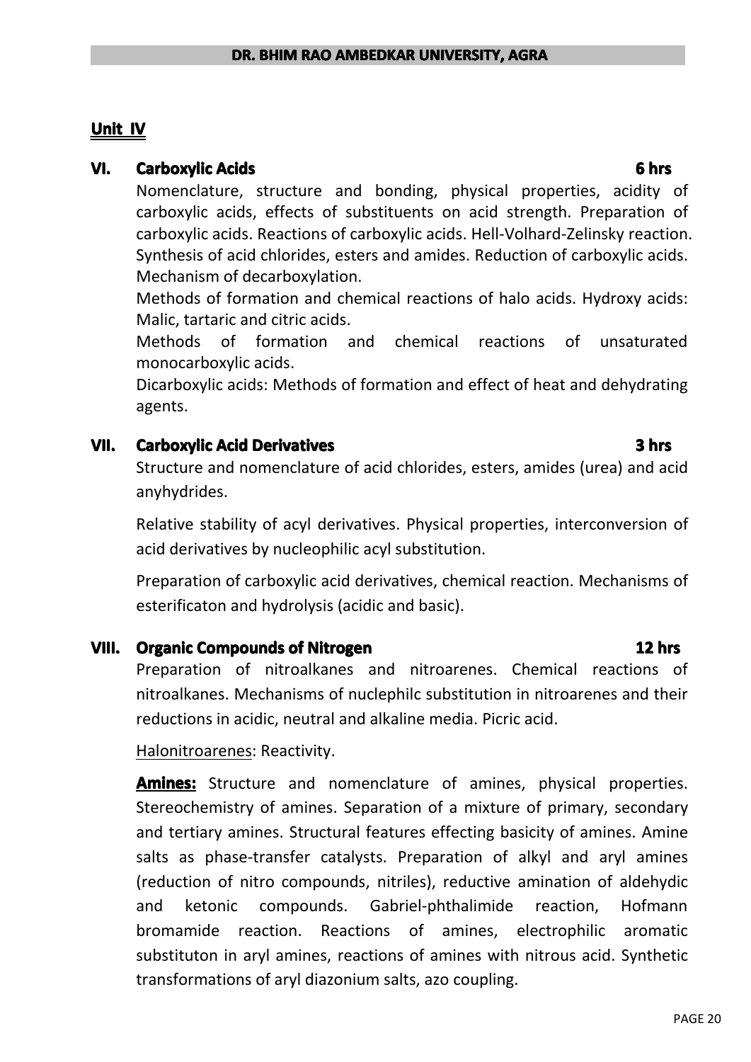## Unit IV

### VI. Carboxylic Acids — 6 hrs

Nomenclature, structure and bonding, physical properties, acidity of carboxylic acids, effects of substituents on acid strength. Preparation of carboxylic acids. Reactions of carboxylic acids. Hell-Volhard-Zelinsky reaction. Synthesis of acid chlorides, esters and amides. Reduction of carboxylic acids. Mechanism of decarboxylation.

Methods of formation and chemical reactions of halo acids. Hydroxy acids: Malic, tartaric and citric acids.

Methods of formation and chemical reactions of unsaturated monocarboxylic acids.

Dicarboxylic acids: Methods of formation and effect of heat and dehydrating agents.

### VII. Carboxylic Acid Derivatives — 3 hrs

Structure and nomenclature of acid chlorides, esters, amides (urea) and acid anyhydrides.

Relative stability of acyl derivatives. Physical properties, interconversion of acid derivatives by nucleophilic acyl substitution.

Preparation of carboxylic acid derivatives, chemical reaction. Mechanisms of esterificaton and hydrolysis (acidic and basic).

### VIII. Organic Compounds of Nitrogen — 12 hrs

Preparation of nitroalkanes and nitroarenes. Chemical reactions of nitroalkanes. Mechanisms of nuclephilc substitution in nitroarenes and their reductions in acidic, neutral and alkaline media. Picric acid.

Halonitroarenes: Reactivity.

**Amines:** Structure and nomenclature of amines, physical properties. Stereochemistry of amines. Separation of a mixture of primary, secondary and tertiary amines. Structural features effecting basicity of amines. Amine salts as phase-transfer catalysts. Preparation of alkyl and aryl amines (reduction of nitro compounds, nitriles), reductive amination of aldehydic and ketonic compounds. Gabriel-phthalimide reaction, Hofmann bromamide reaction. Reactions of amines, electrophilic aromatic substituton in aryl amines, reactions of amines with nitrous acid. Synthetic transformations of aryl diazonium salts, azo coupling.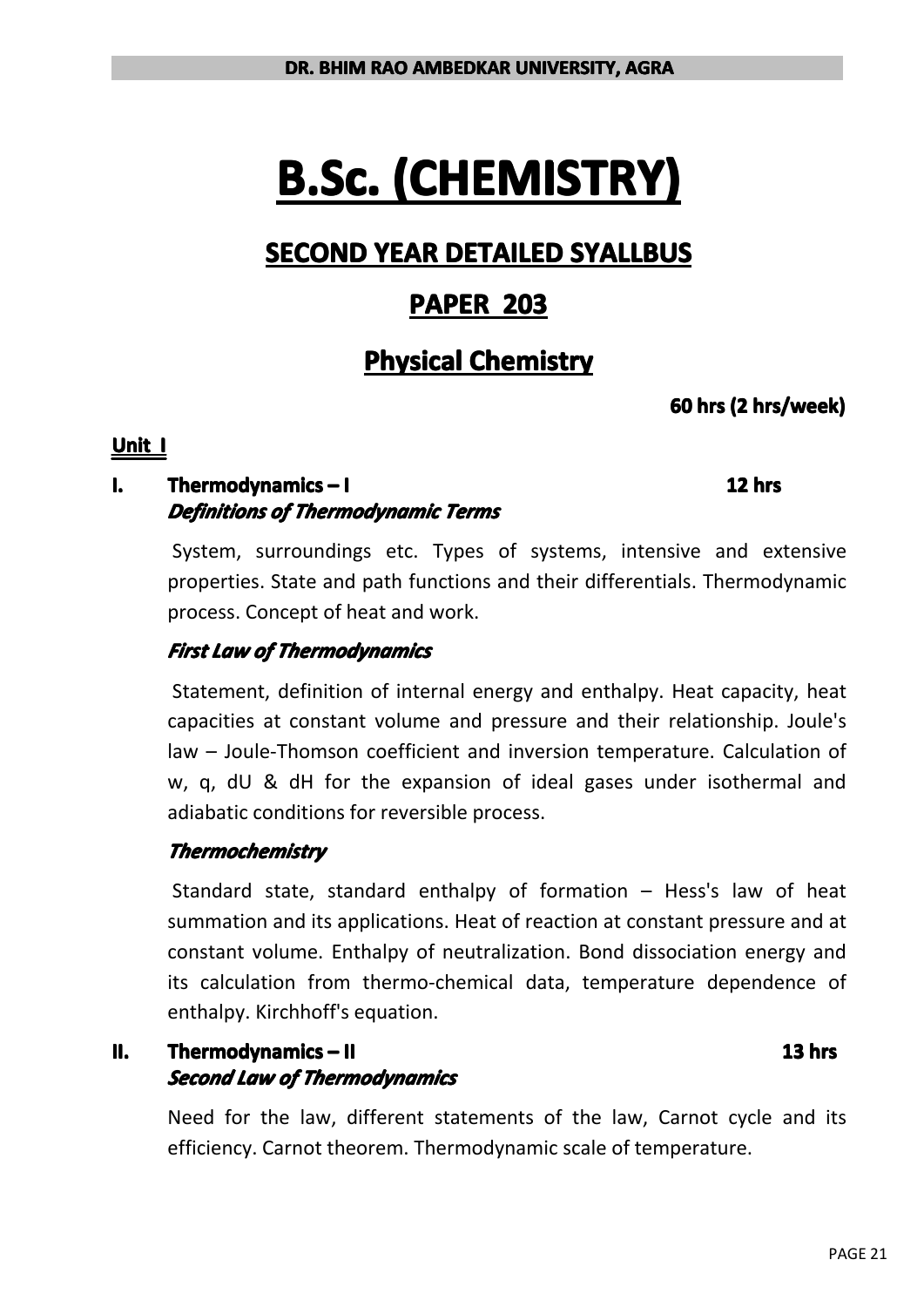# B.Sc. (CHEMISTRY)

## SECOND YEAR DETAILED SYALLBUS

## PAPER 203

## Physical Chemistry

**60 hrs (2 hrs/week)**

**Unit I**

### I. Thermodynamics – I — 12 hrs

***Definitions of Thermodynamic Terms***

System, surroundings etc. Types of systems, intensive and extensive properties. State and path functions and their differentials. Thermodynamic process. Concept of heat and work.

***First Law of Thermodynamics***

Statement, definition of internal energy and enthalpy. Heat capacity, heat capacities at constant volume and pressure and their relationship. Joule's law – Joule-Thomson coefficient and inversion temperature. Calculation of w, q, dU & dH for the expansion of ideal gases under isothermal and adiabatic conditions for reversible process.

***Thermochemistry***

Standard state, standard enthalpy of formation – Hess's law of heat summation and its applications. Heat of reaction at constant pressure and at constant volume. Enthalpy of neutralization. Bond dissociation energy and its calculation from thermo-chemical data, temperature dependence of enthalpy. Kirchhoff's equation.

### II. Thermodynamics – II — 13 hrs

***Second Law of Thermodynamics***

Need for the law, different statements of the law, Carnot cycle and its efficiency. Carnot theorem. Thermodynamic scale of temperature.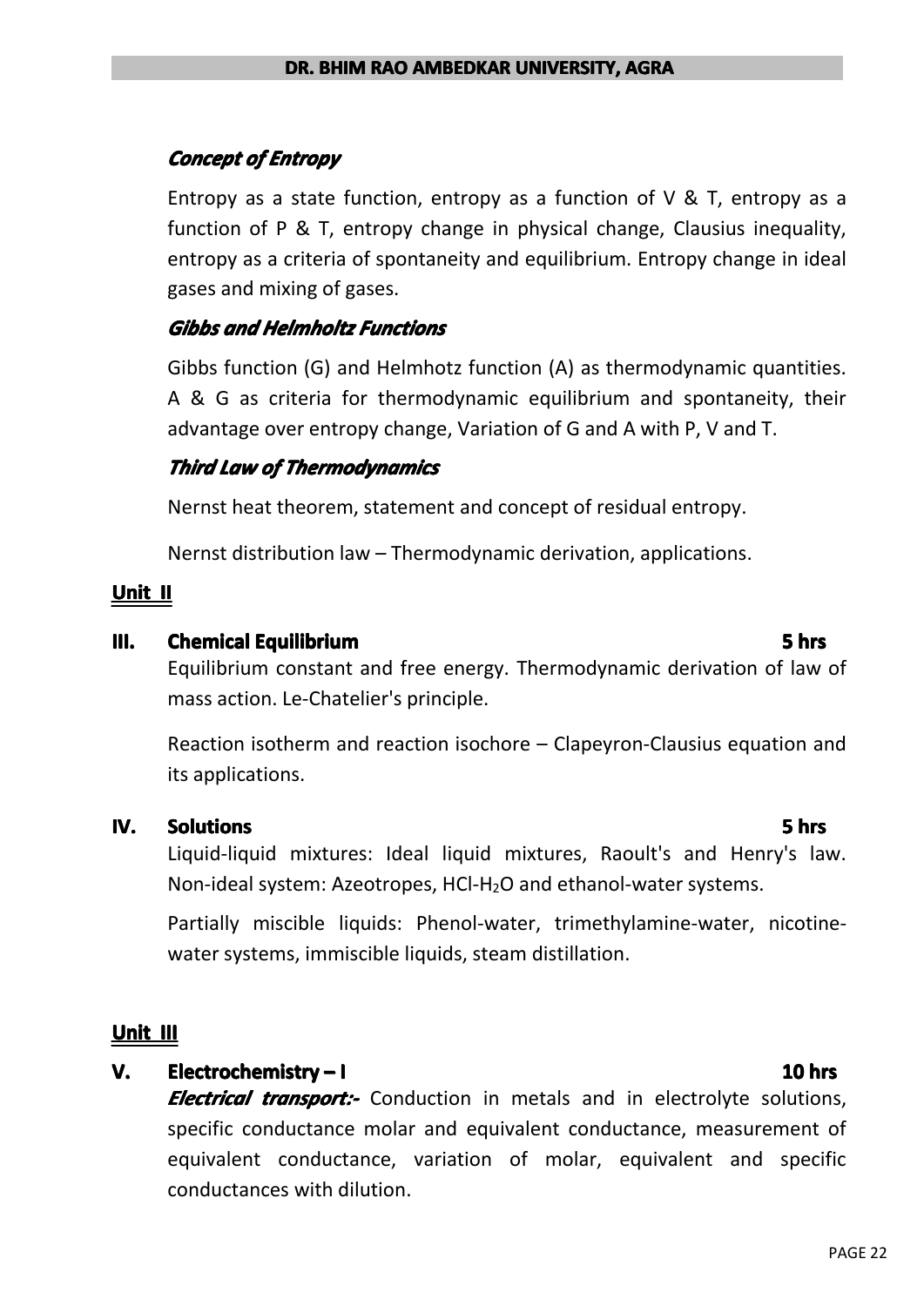### *Concept of Entropy*

Entropy as a state function, entropy as a function of V & T, entropy as a function of P & T, entropy change in physical change, Clausius inequality, entropy as a criteria of spontaneity and equilibrium. Entropy change in ideal gases and mixing of gases.

### *Gibbs and Helmholtz Functions*

Gibbs function (G) and Helmhotz function (A) as thermodynamic quantities. A & G as criteria for thermodynamic equilibrium and spontaneity, their advantage over entropy change, Variation of G and A with P, V and T.

### *Third Law of Thermodynamics*

Nernst heat theorem, statement and concept of residual entropy.

Nernst distribution law – Thermodynamic derivation, applications.

## Unit II

### III. Chemical Equilibrium — 5 hrs

Equilibrium constant and free energy. Thermodynamic derivation of law of mass action. Le-Chatelier's principle.

Reaction isotherm and reaction isochore – Clapeyron-Clausius equation and its applications.

### IV. Solutions — 5 hrs

Liquid-liquid mixtures: Ideal liquid mixtures, Raoult's and Henry's law. Non-ideal system: Azeotropes, HCl-$H_2O$ and ethanol-water systems.

Partially miscible liquids: Phenol-water, trimethylamine-water, nicotine-water systems, immiscible liquids, steam distillation.

## Unit III

### V. Electrochemistry – I — 10 hrs

***Electrical transport:-*** Conduction in metals and in electrolyte solutions, specific conductance molar and equivalent conductance, measurement of equivalent conductance, variation of molar, equivalent and specific conductances with dilution.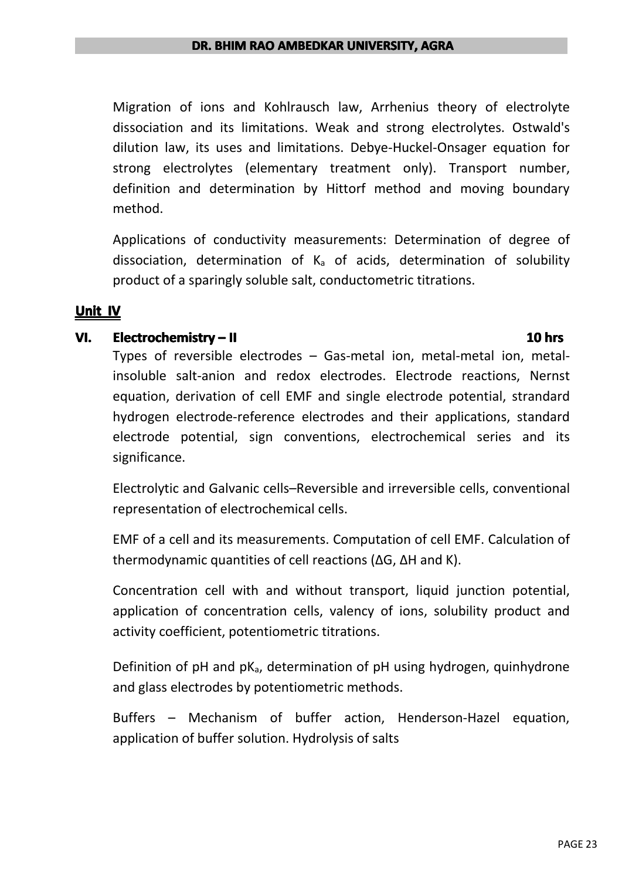Migration of ions and Kohlrausch law, Arrhenius theory of electrolyte dissociation and its limitations. Weak and strong electrolytes. Ostwald's dilution law, its uses and limitations. Debye-Huckel-Onsager equation for strong electrolytes (elementary treatment only). Transport number, definition and determination by Hittorf method and moving boundary method.

Applications of conductivity measurements: Determination of degree of dissociation, determination of $K_a$ of acids, determination of solubility product of a sparingly soluble salt, conductometric titrations.

## Unit IV

### VI. Electrochemistry – II **10 hrs**

Types of reversible electrodes – Gas-metal ion, metal-metal ion, metal-insoluble salt-anion and redox electrodes. Electrode reactions, Nernst equation, derivation of cell EMF and single electrode potential, strandard hydrogen electrode-reference electrodes and their applications, standard electrode potential, sign conventions, electrochemical series and its significance.

Electrolytic and Galvanic cells–Reversible and irreversible cells, conventional representation of electrochemical cells.

EMF of a cell and its measurements. Computation of cell EMF. Calculation of thermodynamic quantities of cell reactions ($\Delta G$, $\Delta H$ and K).

Concentration cell with and without transport, liquid junction potential, application of concentration cells, valency of ions, solubility product and activity coefficient, potentiometric titrations.

Definition of pH and $pK_a$, determination of pH using hydrogen, quinhydrone and glass electrodes by potentiometric methods.

Buffers – Mechanism of buffer action, Henderson-Hazel equation, application of buffer solution. Hydrolysis of salts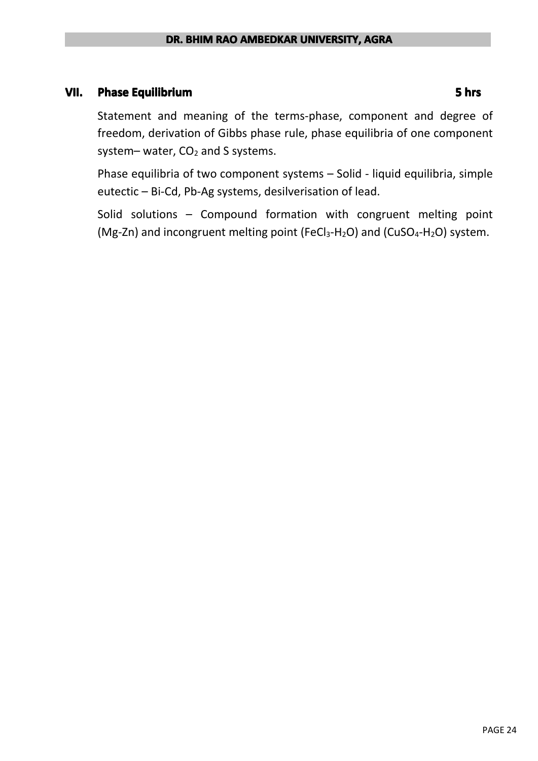## VII. Phase Equilibrium 5 hrs

Statement and meaning of the terms-phase, component and degree of freedom, derivation of Gibbs phase rule, phase equilibria of one component system– water, $CO_2$ and S systems.

Phase equilibria of two component systems – Solid - liquid equilibria, simple eutectic – Bi-Cd, Pb-Ag systems, desilverisation of lead.

Solid solutions – Compound formation with congruent melting point (Mg-Zn) and incongruent melting point ($FeCl_3$-$H_2O$) and ($CuSO_4$-$H_2O$) system.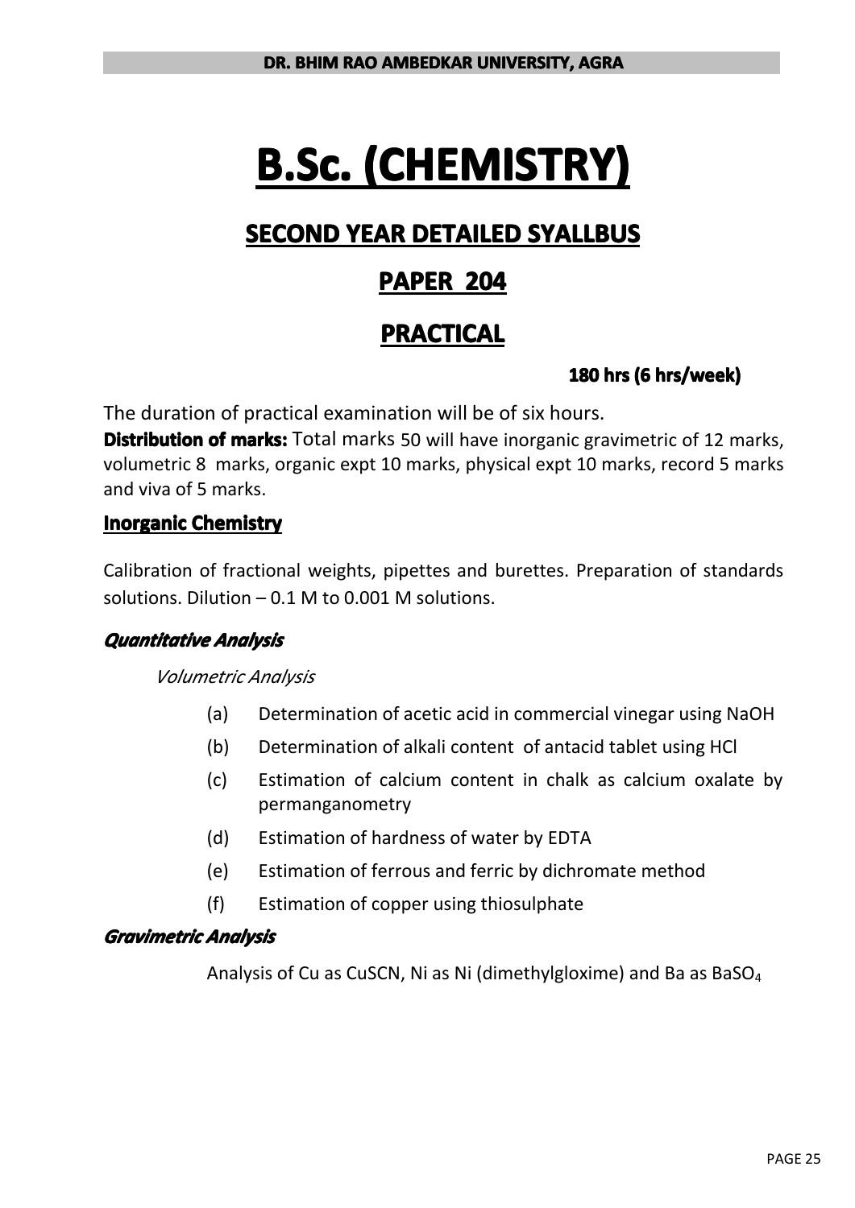# B.Sc. (CHEMISTRY)

## SECOND YEAR DETAILED SYALLBUS

## PAPER 204

## PRACTICAL

**180 hrs (6 hrs/week)**

The duration of practical examination will be of six hours.

**Distribution of marks:** Total marks 50 will have inorganic gravimetric of 12 marks, volumetric 8 marks, organic expt 10 marks, physical expt 10 marks, record 5 marks and viva of 5 marks.

### Inorganic Chemistry

Calibration of fractional weights, pipettes and burettes. Preparation of standards solutions. Dilution – 0.1 M to 0.001 M solutions.

#### *Quantitative Analysis*

*Volumetric Analysis*

- (a) Determination of acetic acid in commercial vinegar using NaOH
- (b) Determination of alkali content of antacid tablet using HCl
- (c) Estimation of calcium content in chalk as calcium oxalate by permanganometry
- (d) Estimation of hardness of water by EDTA
- (e) Estimation of ferrous and ferric by dichromate method
- (f) Estimation of copper using thiosulphate

#### *Gravimetric Analysis*

Analysis of Cu as CuSCN, Ni as Ni (dimethylgloxime) and Ba as $BaSO_4$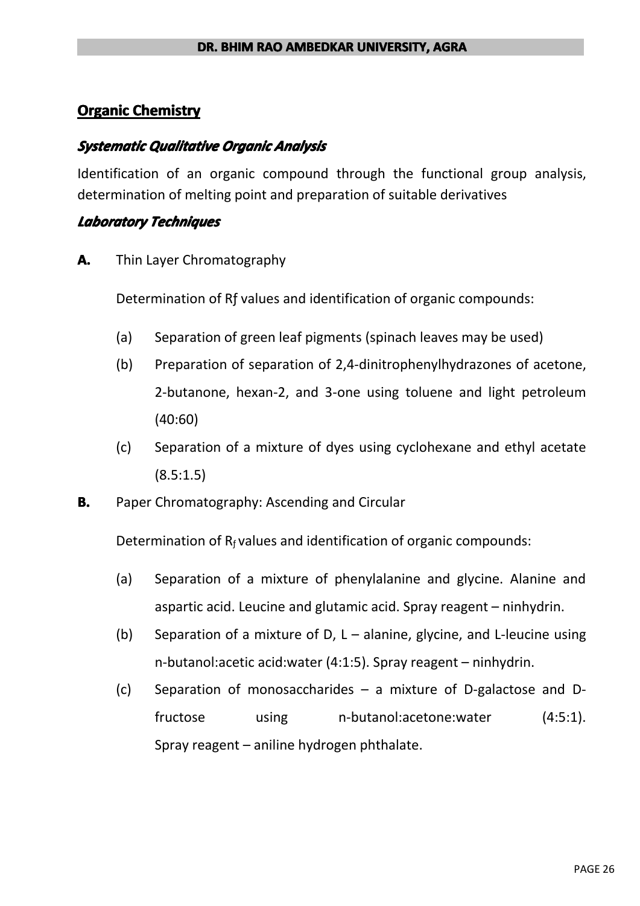## Organic Chemistry

### *Systematic Qualitative Organic Analysis*

Identification of an organic compound through the functional group analysis, determination of melting point and preparation of suitable derivatives

### *Laboratory Techniques*

**A.** Thin Layer Chromatography

Determination of Rƒ values and identification of organic compounds:

(a) Separation of green leaf pigments (spinach leaves may be used)

(b) Preparation of separation of 2,4-dinitrophenylhydrazones of acetone, 2-butanone, hexan-2, and 3-one using toluene and light petroleum (40:60)

(c) Separation of a mixture of dyes using cyclohexane and ethyl acetate (8.5:1.5)

**B.** Paper Chromatography: Ascending and Circular

Determination of $R_f$ values and identification of organic compounds:

(a) Separation of a mixture of phenylalanine and glycine. Alanine and aspartic acid. Leucine and glutamic acid. Spray reagent – ninhydrin.

(b) Separation of a mixture of D, L – alanine, glycine, and L-leucine using n-butanol:acetic acid:water (4:1:5). Spray reagent – ninhydrin.

(c) Separation of monosaccharides – a mixture of D-galactose and D-fructose using n-butanol:acetone:water (4:5:1). Spray reagent – aniline hydrogen phthalate.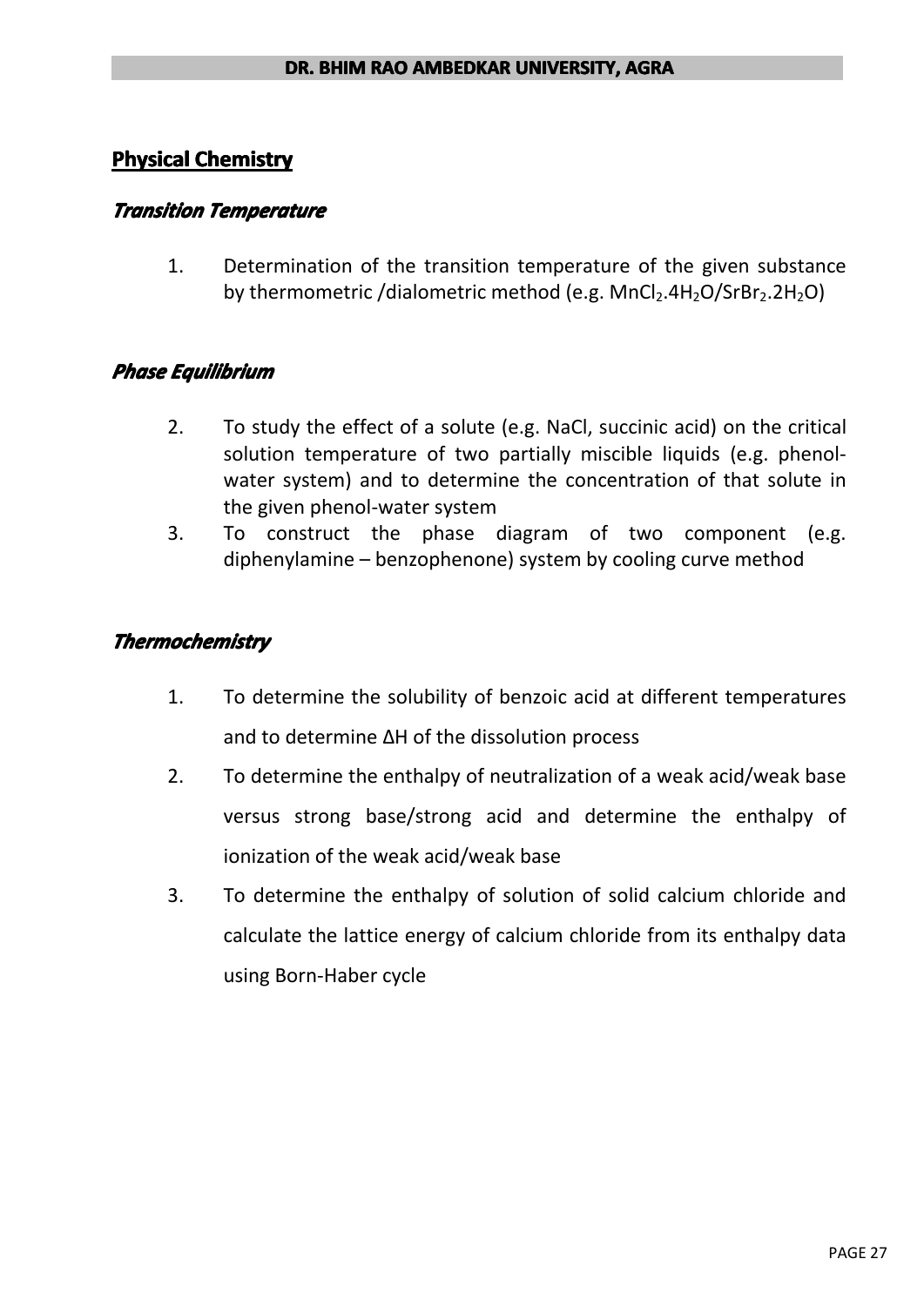## Physical Chemistry

### *Transition Temperature*

1. Determination of the transition temperature of the given substance by thermometric /dialometric method (e.g. $MnCl_2.4H_2O$/$SrBr_2.2H_2O$)

### *Phase Equilibrium*

2. To study the effect of a solute (e.g. NaCl, succinic acid) on the critical solution temperature of two partially miscible liquids (e.g. phenol-water system) and to determine the concentration of that solute in the given phenol-water system
3. To construct the phase diagram of two component (e.g. diphenylamine – benzophenone) system by cooling curve method

### *Thermochemistry*

1. To determine the solubility of benzoic acid at different temperatures and to determine ΔH of the dissolution process
2. To determine the enthalpy of neutralization of a weak acid/weak base versus strong base/strong acid and determine the enthalpy of ionization of the weak acid/weak base
3. To determine the enthalpy of solution of solid calcium chloride and calculate the lattice energy of calcium chloride from its enthalpy data using Born-Haber cycle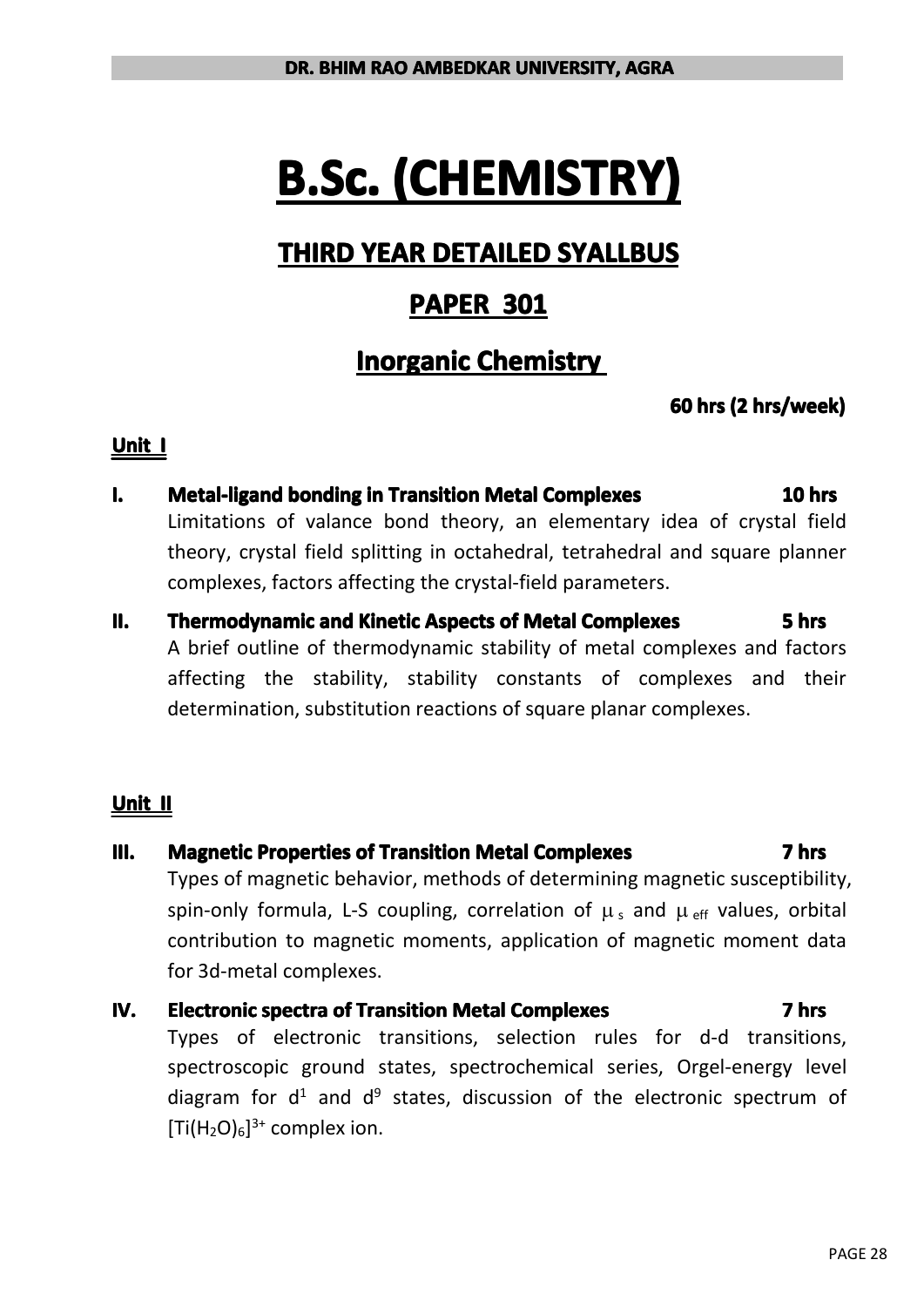# B.Sc. (CHEMISTRY)

## THIRD YEAR DETAILED SYALLBUS

## PAPER 301

## Inorganic Chemistry

**60 hrs (2 hrs/week)**

### Unit I

**I. Metal-ligand bonding in Transition Metal Complexes** **10 hrs**

Limitations of valance bond theory, an elementary idea of crystal field theory, crystal field splitting in octahedral, tetrahedral and square planner complexes, factors affecting the crystal-field parameters.

**II. Thermodynamic and Kinetic Aspects of Metal Complexes** **5 hrs**

A brief outline of thermodynamic stability of metal complexes and factors affecting the stability, stability constants of complexes and their determination, substitution reactions of square planar complexes.

### Unit II

**III. Magnetic Properties of Transition Metal Complexes** **7 hrs**

Types of magnetic behavior, methods of determining magnetic susceptibility, spin-only formula, L-S coupling, correlation of $\mu_s$ and $\mu_{eff}$ values, orbital contribution to magnetic moments, application of magnetic moment data for 3d-metal complexes.

**IV. Electronic spectra of Transition Metal Complexes** **7 hrs**

Types of electronic transitions, selection rules for d-d transitions, spectroscopic ground states, spectrochemical series, Orgel-energy level diagram for $d^1$ and $d^9$ states, discussion of the electronic spectrum of $[Ti(H_2O)_6]^{3+}$ complex ion.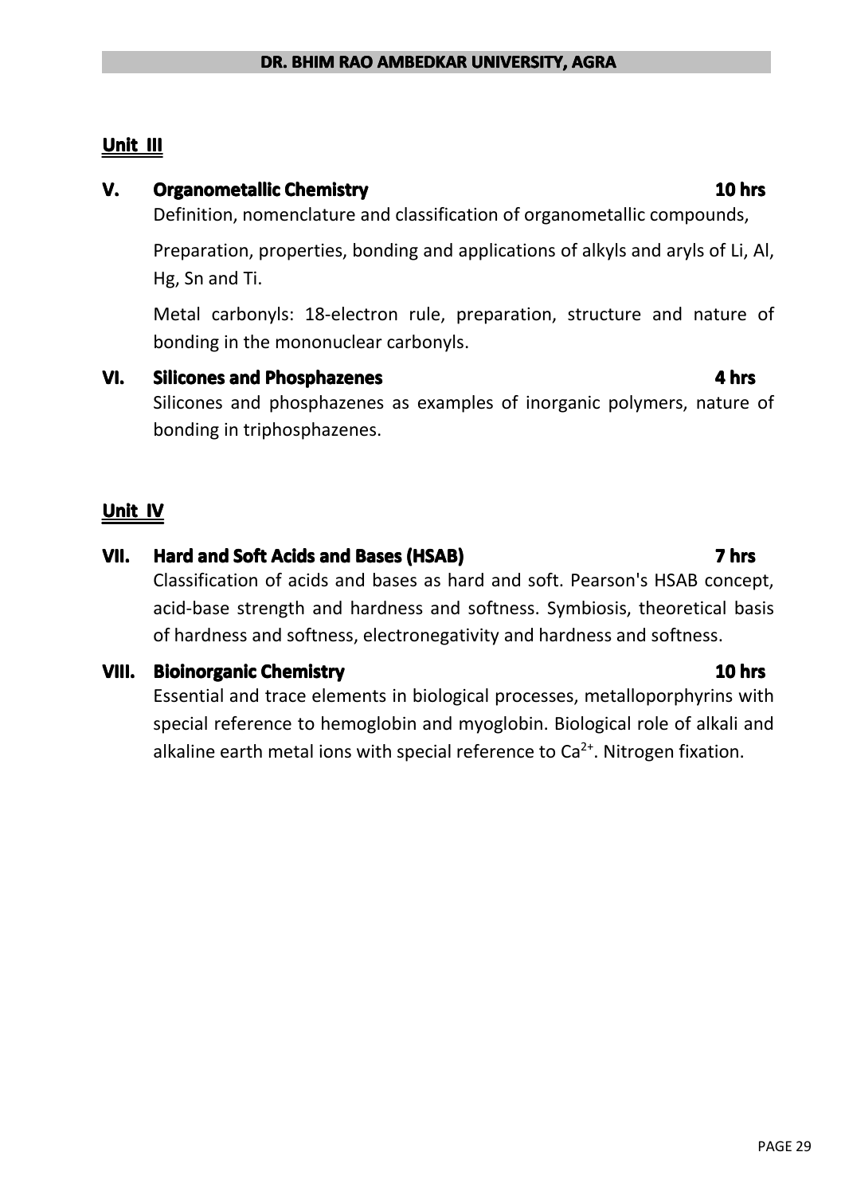## Unit III

### V. Organometallic Chemistry — 10 hrs

Definition, nomenclature and classification of organometallic compounds,

Preparation, properties, bonding and applications of alkyls and aryls of Li, Al, Hg, Sn and Ti.

Metal carbonyls: 18-electron rule, preparation, structure and nature of bonding in the mononuclear carbonyls.

### VI. Silicones and Phosphazenes — 4 hrs

Silicones and phosphazenes as examples of inorganic polymers, nature of bonding in triphosphazenes.

## Unit IV

### VII. Hard and Soft Acids and Bases (HSAB) — 7 hrs

Classification of acids and bases as hard and soft. Pearson's HSAB concept, acid-base strength and hardness and softness. Symbiosis, theoretical basis of hardness and softness, electronegativity and hardness and softness.

### VIII. Bioinorganic Chemistry — 10 hrs

Essential and trace elements in biological processes, metalloporphyrins with special reference to hemoglobin and myoglobin. Biological role of alkali and alkaline earth metal ions with special reference to $Ca^{2+}$. Nitrogen fixation.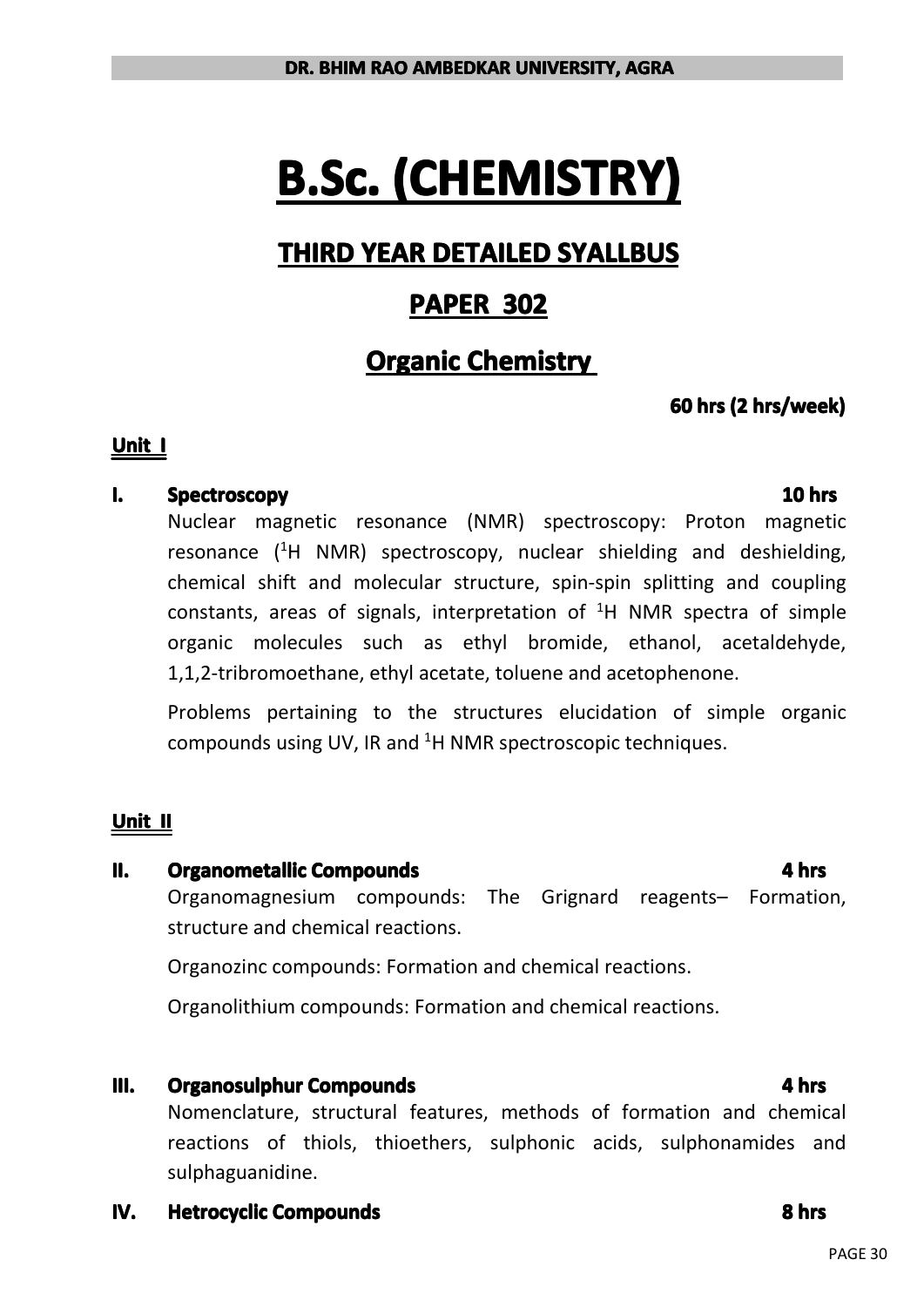# B.Sc. (CHEMISTRY)

## THIRD YEAR DETAILED SYALLBUS

## PAPER 302

## Organic Chemistry

**60 hrs (2 hrs/week)**

### Unit I

**I. Spectroscopy** **10 hrs**

Nuclear magnetic resonance (NMR) spectroscopy: Proton magnetic resonance ($^{1}H$ NMR) spectroscopy, nuclear shielding and deshielding, chemical shift and molecular structure, spin-spin splitting and coupling constants, areas of signals, interpretation of $^{1}H$ NMR spectra of simple organic molecules such as ethyl bromide, ethanol, acetaldehyde, 1,1,2-tribromoethane, ethyl acetate, toluene and acetophenone.

Problems pertaining to the structures elucidation of simple organic compounds using UV, IR and $^{1}H$ NMR spectroscopic techniques.

### Unit II

**II. Organometallic Compounds** **4 hrs**

Organomagnesium compounds: The Grignard reagents– Formation, structure and chemical reactions.

Organozinc compounds: Formation and chemical reactions.

Organolithium compounds: Formation and chemical reactions.

**III. Organosulphur Compounds** **4 hrs**

Nomenclature, structural features, methods of formation and chemical reactions of thiols, thioethers, sulphonic acids, sulphonamides and sulphaguanidine.

**IV. Hetrocyclic Compounds** **8 hrs**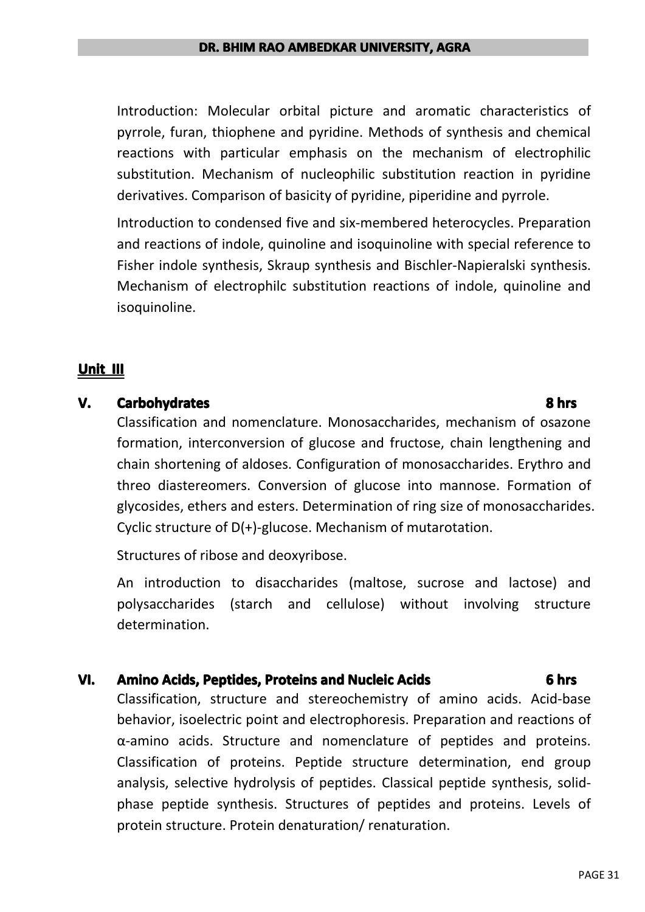Introduction: Molecular orbital picture and aromatic characteristics of pyrrole, furan, thiophene and pyridine. Methods of synthesis and chemical reactions with particular emphasis on the mechanism of electrophilic substitution. Mechanism of nucleophilic substitution reaction in pyridine derivatives. Comparison of basicity of pyridine, piperidine and pyrrole.

Introduction to condensed five and six-membered heterocycles. Preparation and reactions of indole, quinoline and isoquinoline with special reference to Fisher indole synthesis, Skraup synthesis and Bischler-Napieralski synthesis. Mechanism of electrophilc substitution reactions of indole, quinoline and isoquinoline.

## Unit III

### V. Carbohydrates — 8 hrs

Classification and nomenclature. Monosaccharides, mechanism of osazone formation, interconversion of glucose and fructose, chain lengthening and chain shortening of aldoses. Configuration of monosaccharides. Erythro and threo diastereomers. Conversion of glucose into mannose. Formation of glycosides, ethers and esters. Determination of ring size of monosaccharides. Cyclic structure of D(+)-glucose. Mechanism of mutarotation.

Structures of ribose and deoxyribose.

An introduction to disaccharides (maltose, sucrose and lactose) and polysaccharides (starch and cellulose) without involving structure determination.

### VI. Amino Acids, Peptides, Proteins and Nucleic Acids — 6 hrs

Classification, structure and stereochemistry of amino acids. Acid-base behavior, isoelectric point and electrophoresis. Preparation and reactions of α-amino acids. Structure and nomenclature of peptides and proteins. Classification of proteins. Peptide structure determination, end group analysis, selective hydrolysis of peptides. Classical peptide synthesis, solid-phase peptide synthesis. Structures of peptides and proteins. Levels of protein structure. Protein denaturation/ renaturation.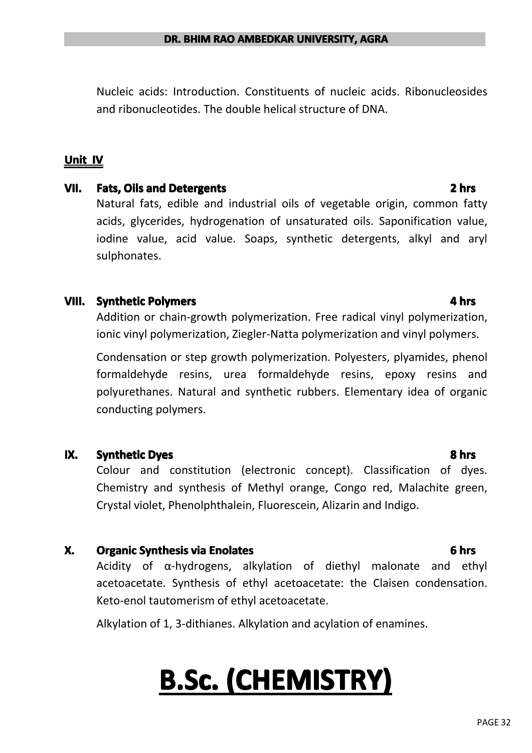Nucleic acids: Introduction. Constituents of nucleic acids. Ribonucleosides and ribonucleotides. The double helical structure of DNA.

**Unit IV**

### VII. Fats, Oils and Detergents — 2 hrs

Natural fats, edible and industrial oils of vegetable origin, common fatty acids, glycerides, hydrogenation of unsaturated oils. Saponification value, iodine value, acid value. Soaps, synthetic detergents, alkyl and aryl sulphonates.

### VIII. Synthetic Polymers — 4 hrs

Addition or chain-growth polymerization. Free radical vinyl polymerization, ionic vinyl polymerization, Ziegler-Natta polymerization and vinyl polymers.

Condensation or step growth polymerization. Polyesters, plyamides, phenol formaldehyde resins, urea formaldehyde resins, epoxy resins and polyurethanes. Natural and synthetic rubbers. Elementary idea of organic conducting polymers.

### IX. Synthetic Dyes — 8 hrs

Colour and constitution (electronic concept). Classification of dyes. Chemistry and synthesis of Methyl orange, Congo red, Malachite green, Crystal violet, Phenolphthalein, Fluorescein, Alizarin and Indigo.

### X. Organic Synthesis via Enolates — 6 hrs

Acidity of α-hydrogens, alkylation of diethyl malonate and ethyl acetoacetate. Synthesis of ethyl acetoacetate: the Claisen condensation. Keto-enol tautomerism of ethyl acetoacetate.

Alkylation of 1, 3-dithianes. Alkylation and acylation of enamines.

# B.Sc. (CHEMISTRY)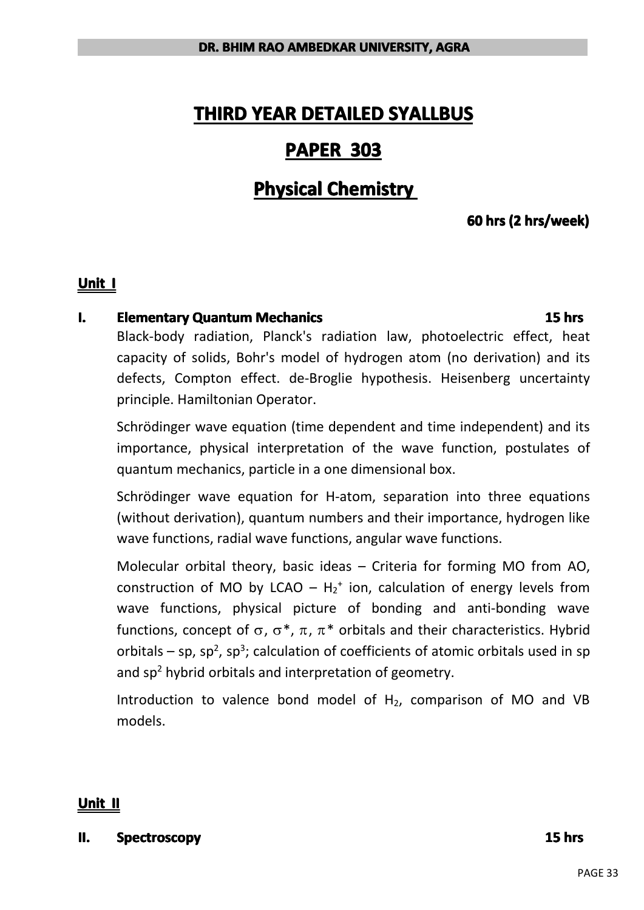# THIRD YEAR DETAILED SYALLBUS

# PAPER 303

# Physical Chemistry

**60 hrs (2 hrs/week)**

## Unit I

### I. Elementary Quantum Mechanics — 15 hrs

Black-body radiation, Planck's radiation law, photoelectric effect, heat capacity of solids, Bohr's model of hydrogen atom (no derivation) and its defects, Compton effect. de-Broglie hypothesis. Heisenberg uncertainty principle. Hamiltonian Operator.

Schrödinger wave equation (time dependent and time independent) and its importance, physical interpretation of the wave function, postulates of quantum mechanics, particle in a one dimensional box.

Schrödinger wave equation for H-atom, separation into three equations (without derivation), quantum numbers and their importance, hydrogen like wave functions, radial wave functions, angular wave functions.

Molecular orbital theory, basic ideas – Criteria for forming MO from AO, construction of MO by LCAO – $H_2^+$ ion, calculation of energy levels from wave functions, physical picture of bonding and anti-bonding wave functions, concept of $\sigma$, $\sigma^*$, $\pi$, $\pi^*$ orbitals and their characteristics. Hybrid orbitals – sp, $sp^2$, $sp^3$; calculation of coefficients of atomic orbitals used in sp and $sp^2$ hybrid orbitals and interpretation of geometry.

Introduction to valence bond model of $H_2$, comparison of MO and VB models.

## Unit II

### II. Spectroscopy — 15 hrs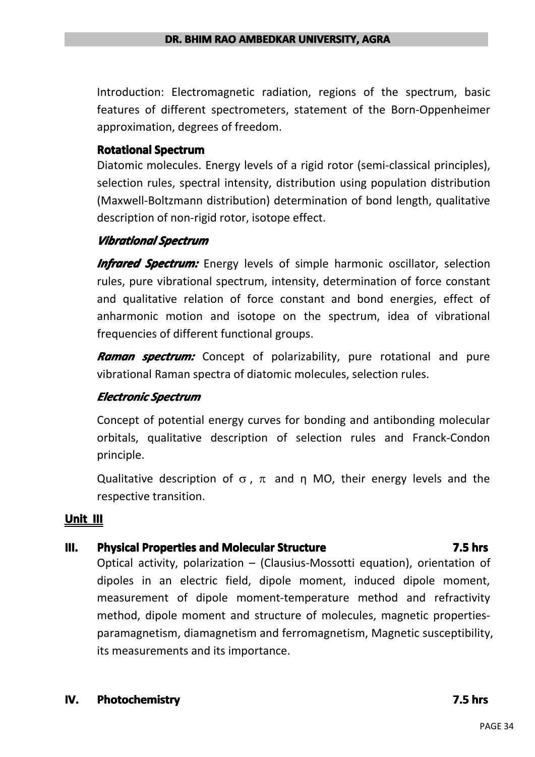Introduction: Electromagnetic radiation, regions of the spectrum, basic features of different spectrometers, statement of the Born-Oppenheimer approximation, degrees of freedom.

**Rotational Spectrum**

Diatomic molecules. Energy levels of a rigid rotor (semi-classical principles), selection rules, spectral intensity, distribution using population distribution (Maxwell-Boltzmann distribution) determination of bond length, qualitative description of non-rigid rotor, isotope effect.

***Vibrational Spectrum***

***Infrared Spectrum:*** Energy levels of simple harmonic oscillator, selection rules, pure vibrational spectrum, intensity, determination of force constant and qualitative relation of force constant and bond energies, effect of anharmonic motion and isotope on the spectrum, idea of vibrational frequencies of different functional groups.

***Raman spectrum:*** Concept of polarizability, pure rotational and pure vibrational Raman spectra of diatomic molecules, selection rules.

***Electronic Spectrum***

Concept of potential energy curves for bonding and antibonding molecular orbitals, qualitative description of selection rules and Franck-Condon principle.

Qualitative description of $\sigma$, $\pi$ and η MO, their energy levels and the respective transition.

**Unit III**

**III. Physical Properties and Molecular Structure 7.5 hrs**

Optical activity, polarization – (Clausius-Mossotti equation), orientation of dipoles in an electric field, dipole moment, induced dipole moment, measurement of dipole moment-temperature method and refractivity method, dipole moment and structure of molecules, magnetic properties-paramagnetism, diamagnetism and ferromagnetism, Magnetic susceptibility, its measurements and its importance.

**IV. Photochemistry 7.5 hrs**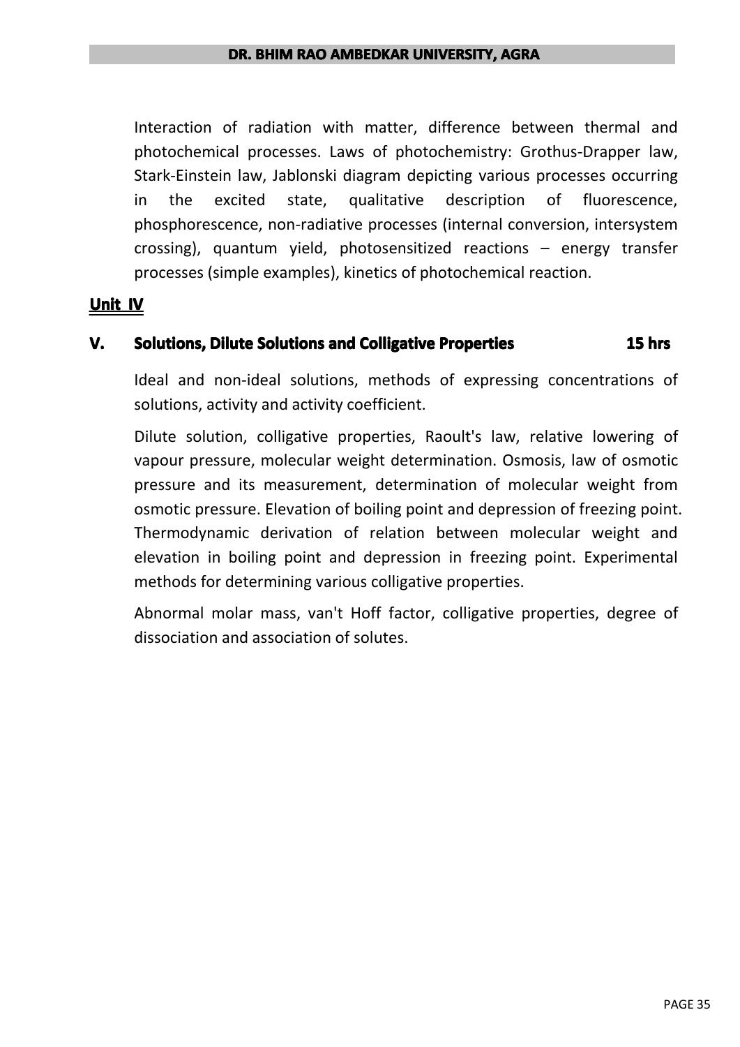Interaction of radiation with matter, difference between thermal and photochemical processes. Laws of photochemistry: Grothus-Drapper law, Stark-Einstein law, Jablonski diagram depicting various processes occurring in the excited state, qualitative description of fluorescence, phosphorescence, non-radiative processes (internal conversion, intersystem crossing), quantum yield, photosensitized reactions – energy transfer processes (simple examples), kinetics of photochemical reaction.

## Unit IV

### V. Solutions, Dilute Solutions and Colligative Properties 15 hrs

Ideal and non-ideal solutions, methods of expressing concentrations of solutions, activity and activity coefficient.

Dilute solution, colligative properties, Raoult's law, relative lowering of vapour pressure, molecular weight determination. Osmosis, law of osmotic pressure and its measurement, determination of molecular weight from osmotic pressure. Elevation of boiling point and depression of freezing point. Thermodynamic derivation of relation between molecular weight and elevation in boiling point and depression in freezing point. Experimental methods for determining various colligative properties.

Abnormal molar mass, van't Hoff factor, colligative properties, degree of dissociation and association of solutes.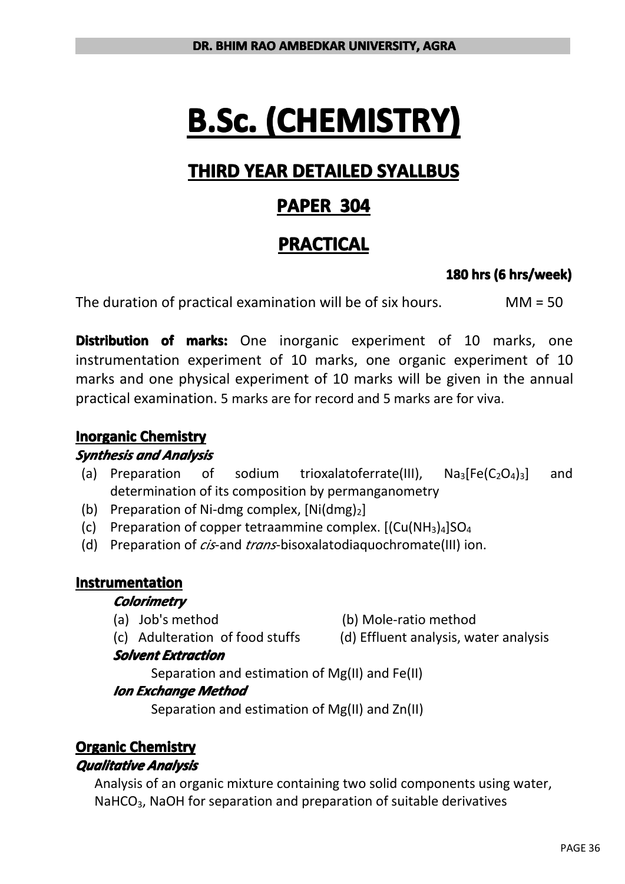# B.Sc. (CHEMISTRY)

## THIRD YEAR DETAILED SYALLBUS

## PAPER 304

## PRACTICAL

**180 hrs (6 hrs/week)**

The duration of practical examination will be of six hours. MM = 50

**Distribution of marks:** One inorganic experiment of 10 marks, one instrumentation experiment of 10 marks, one organic experiment of 10 marks and one physical experiment of 10 marks will be given in the annual practical examination. 5 marks are for record and 5 marks are for viva.

### Inorganic Chemistry

***Synthesis and Analysis***

(a) Preparation of sodium trioxalatoferrate(III), $Na_3[Fe(C_2O_4)_3]$ and determination of its composition by permanganometry

(b) Preparation of Ni-dmg complex, $[Ni(dmg)_2]$

(c) Preparation of copper tetraammine complex. $[(Cu(NH_3)_4]SO_4$

(d) Preparation of *cis*-and *trans*-bisoxalatodiaquochromate(III) ion.

### Instrumentation

***Colorimetry***

(a) Job's method

(b) Mole-ratio method

(c) Adulteration of food stuffs

(d) Effluent analysis, water analysis

***Solvent Extraction***

Separation and estimation of Mg(II) and Fe(II)

***Ion Exchange Method***

Separation and estimation of Mg(II) and Zn(II)

### Organic Chemistry

***Qualitative Analysis***

Analysis of an organic mixture containing two solid components using water, $NaHCO_3$, NaOH for separation and preparation of suitable derivatives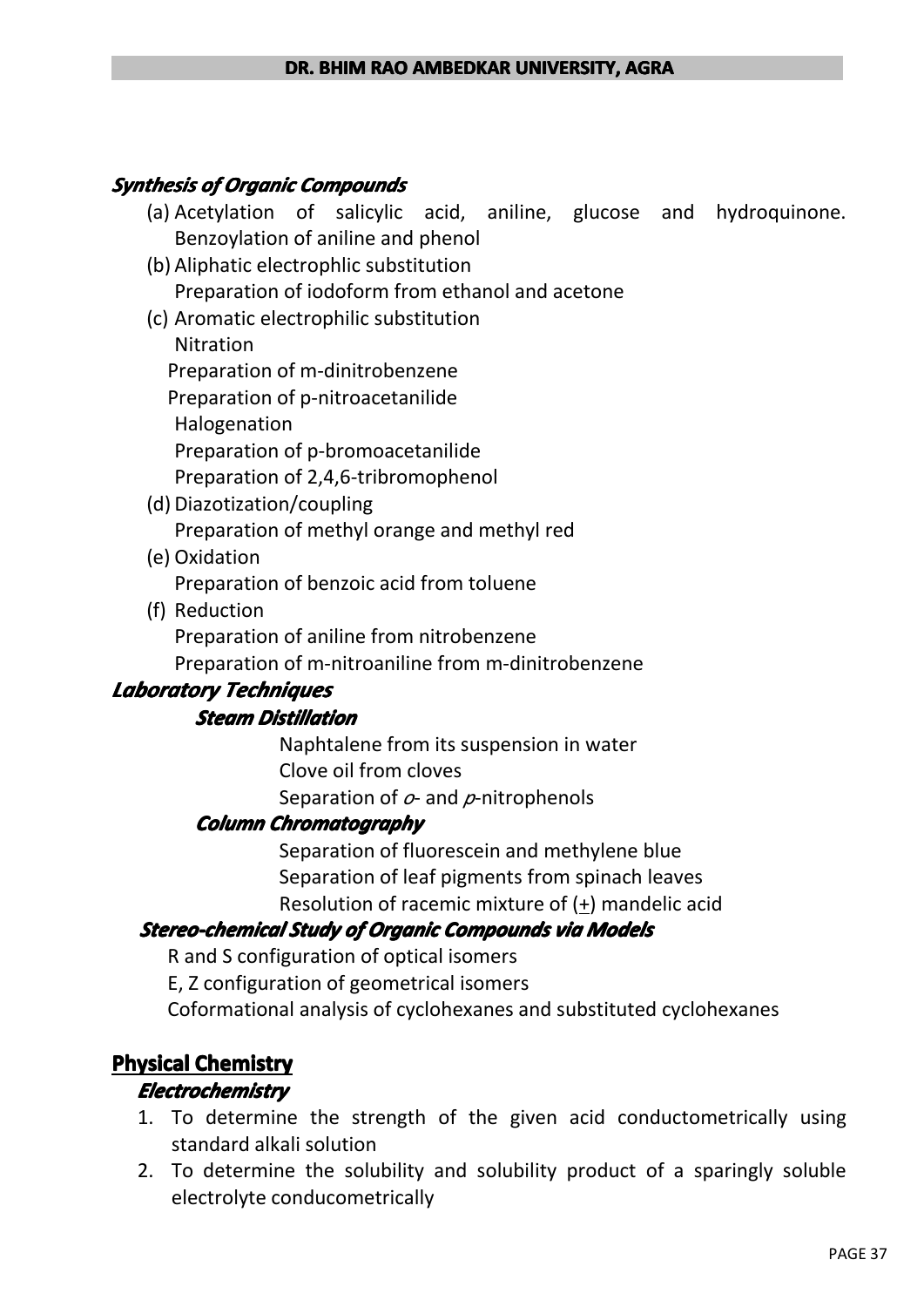***Synthesis of Organic Compounds***

(a) Acetylation of salicylic acid, aniline, glucose and hydroquinone. Benzoylation of aniline and phenol

(b) Aliphatic electrophlic substitution
Preparation of iodoform from ethanol and acetone

(c) Aromatic electrophilic substitution
Nitration
Preparation of m-dinitrobenzene
Preparation of p-nitroacetanilide
Halogenation
Preparation of p-bromoacetanilide
Preparation of 2,4,6-tribromophenol

(d) Diazotization/coupling
Preparation of methyl orange and methyl red

(e) Oxidation
Preparation of benzoic acid from toluene

(f) Reduction
Preparation of aniline from nitrobenzene
Preparation of m-nitroaniline from m-dinitrobenzene

***Laboratory Techniques***

***Steam Distillation***

Naphtalene from its suspension in water
Clove oil from cloves
Separation of *o*- and *p*-nitrophenols

***Column Chromatography***

Separation of fluorescein and methylene blue
Separation of leaf pigments from spinach leaves
Resolution of racemic mixture of (±) mandelic acid

***Stereo-chemical Study of Organic Compounds via Models***

R and S configuration of optical isomers
E, Z configuration of geometrical isomers
Coformational analysis of cyclohexanes and substituted cyclohexanes

## Physical Chemistry

***Electrochemistry***

1. To determine the strength of the given acid conductometrically using standard alkali solution
2. To determine the solubility and solubility product of a sparingly soluble electrolyte conducometrically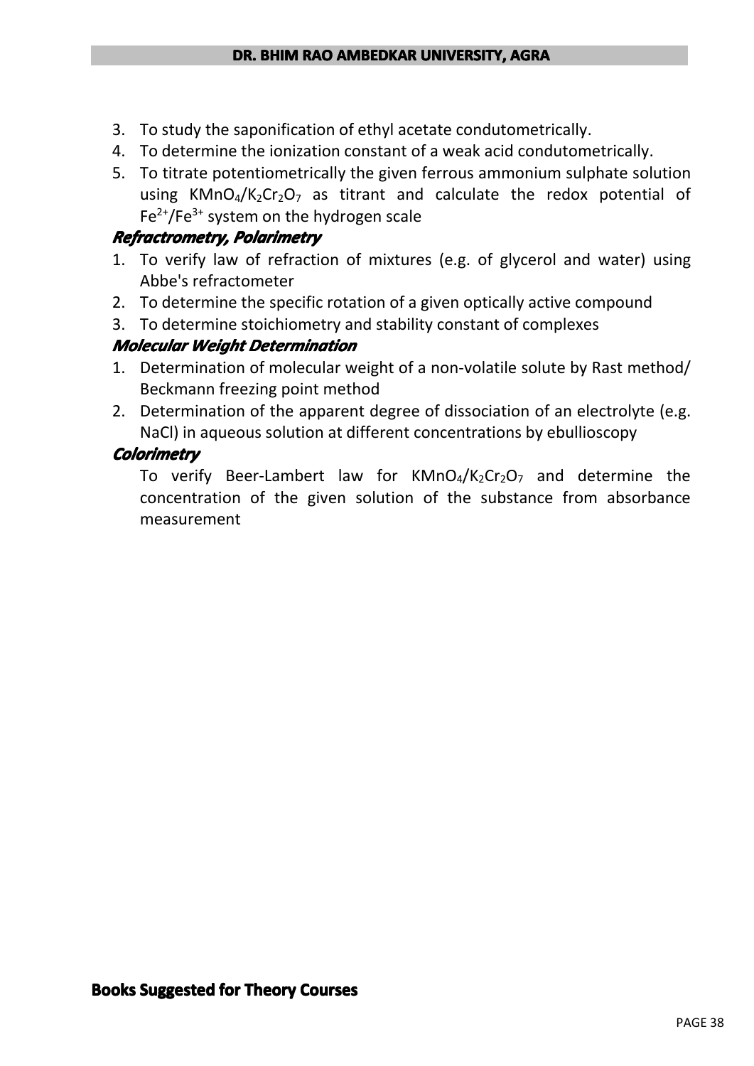3. To study the saponification of ethyl acetate condutometrically.
4. To determine the ionization constant of a weak acid condutometrically.
5. To titrate potentiometrically the given ferrous ammonium sulphate solution using $KMnO_4$/$K_2Cr_2O_7$ as titrant and calculate the redox potential of $Fe^{2+}$/$Fe^{3+}$ system on the hydrogen scale

***Refractrometry, Polarimetry***

1. To verify law of refraction of mixtures (e.g. of glycerol and water) using Abbe's refractometer
2. To determine the specific rotation of a given optically active compound
3. To determine stoichiometry and stability constant of complexes

***Molecular Weight Determination***

1. Determination of molecular weight of a non-volatile solute by Rast method/ Beckmann freezing point method
2. Determination of the apparent degree of dissociation of an electrolyte (e.g. NaCl) in aqueous solution at different concentrations by ebullioscopy

***Colorimetry***

To verify Beer-Lambert law for $KMnO_4$/$K_2Cr_2O_7$ and determine the concentration of the given solution of the substance from absorbance measurement

**Books Suggested for Theory Courses**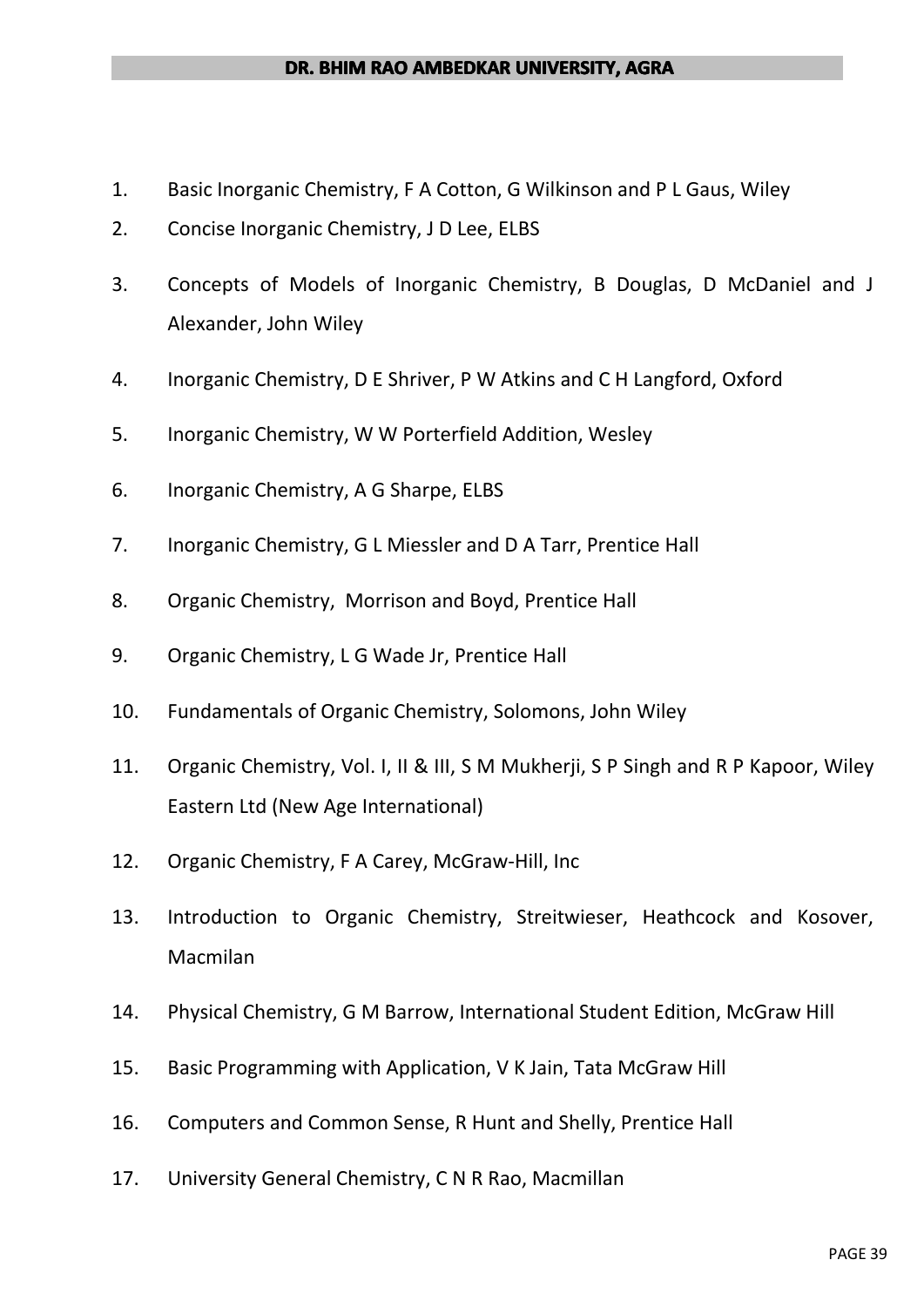1. Basic Inorganic Chemistry, F A Cotton, G Wilkinson and P L Gaus, Wiley
2. Concise Inorganic Chemistry, J D Lee, ELBS
3. Concepts of Models of Inorganic Chemistry, B Douglas, D McDaniel and J Alexander, John Wiley
4. Inorganic Chemistry, D E Shriver, P W Atkins and C H Langford, Oxford
5. Inorganic Chemistry, W W Porterfield Addition, Wesley
6. Inorganic Chemistry, A G Sharpe, ELBS
7. Inorganic Chemistry, G L Miessler and D A Tarr, Prentice Hall
8. Organic Chemistry, Morrison and Boyd, Prentice Hall
9. Organic Chemistry, L G Wade Jr, Prentice Hall
10. Fundamentals of Organic Chemistry, Solomons, John Wiley
11. Organic Chemistry, Vol. I, II & III, S M Mukherji, S P Singh and R P Kapoor, Wiley Eastern Ltd (New Age International)
12. Organic Chemistry, F A Carey, McGraw-Hill, Inc
13. Introduction to Organic Chemistry, Streitwieser, Heathcock and Kosover, Macmilan
14. Physical Chemistry, G M Barrow, International Student Edition, McGraw Hill
15. Basic Programming with Application, V K Jain, Tata McGraw Hill
16. Computers and Common Sense, R Hunt and Shelly, Prentice Hall
17. University General Chemistry, C N R Rao, Macmillan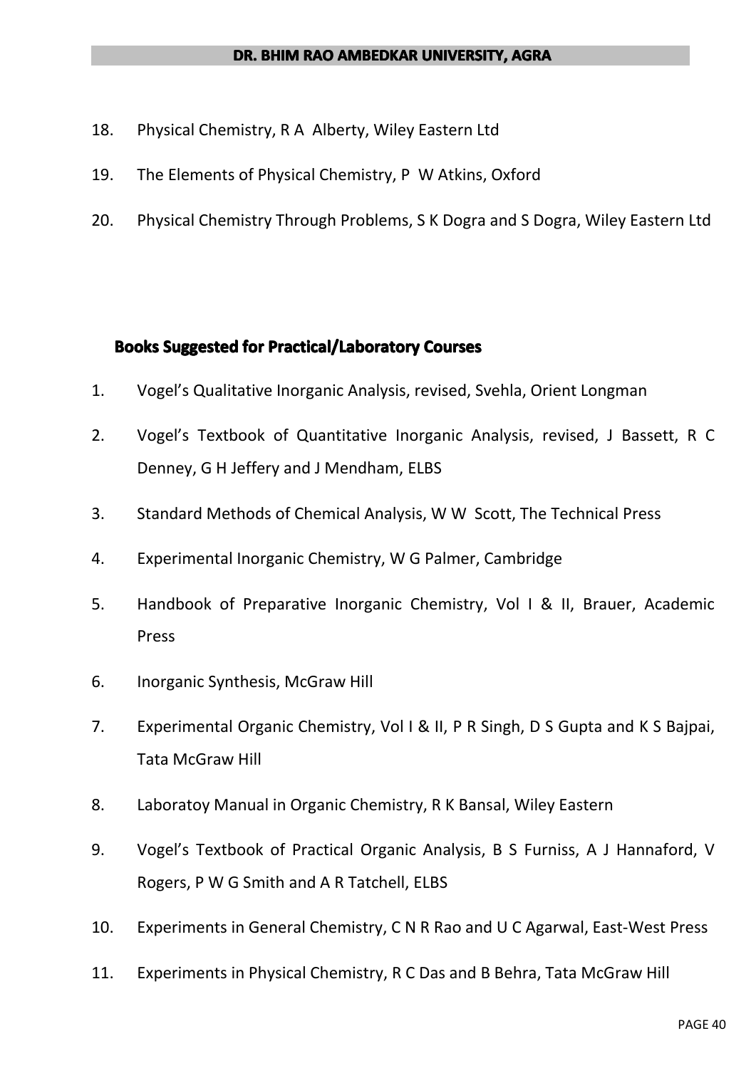18. Physical Chemistry, R A Alberty, Wiley Eastern Ltd
19. The Elements of Physical Chemistry, P W Atkins, Oxford
20. Physical Chemistry Through Problems, S K Dogra and S Dogra, Wiley Eastern Ltd

## Books Suggested for Practical/Laboratory Courses

1. Vogel's Qualitative Inorganic Analysis, revised, Svehla, Orient Longman
2. Vogel's Textbook of Quantitative Inorganic Analysis, revised, J Bassett, R C Denney, G H Jeffery and J Mendham, ELBS
3. Standard Methods of Chemical Analysis, W W Scott, The Technical Press
4. Experimental Inorganic Chemistry, W G Palmer, Cambridge
5. Handbook of Preparative Inorganic Chemistry, Vol I & II, Brauer, Academic Press
6. Inorganic Synthesis, McGraw Hill
7. Experimental Organic Chemistry, Vol I & II, P R Singh, D S Gupta and K S Bajpai, Tata McGraw Hill
8. Laboratoy Manual in Organic Chemistry, R K Bansal, Wiley Eastern
9. Vogel's Textbook of Practical Organic Analysis, B S Furniss, A J Hannaford, V Rogers, P W G Smith and A R Tatchell, ELBS
10. Experiments in General Chemistry, C N R Rao and U C Agarwal, East-West Press
11. Experiments in Physical Chemistry, R C Das and B Behra, Tata McGraw Hill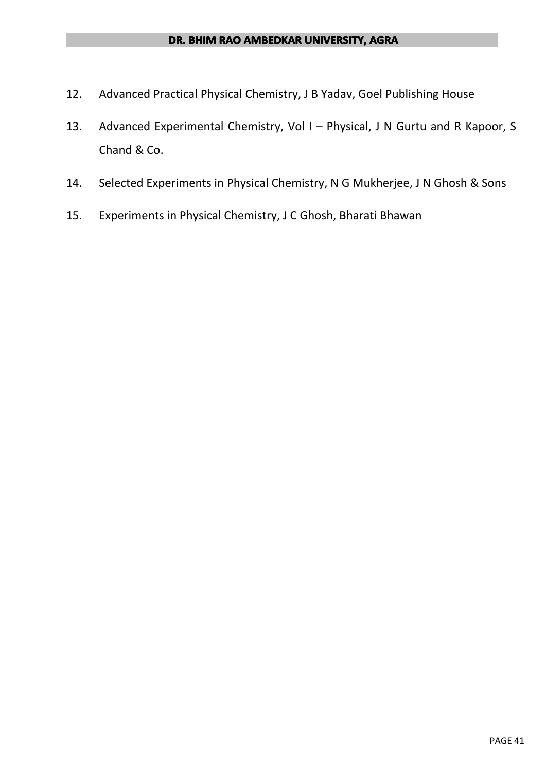12. Advanced Practical Physical Chemistry, J B Yadav, Goel Publishing House
13. Advanced Experimental Chemistry, Vol I – Physical, J N Gurtu and R Kapoor, S Chand & Co.
14. Selected Experiments in Physical Chemistry, N G Mukherjee, J N Ghosh & Sons
15. Experiments in Physical Chemistry, J C Ghosh, Bharati Bhawan